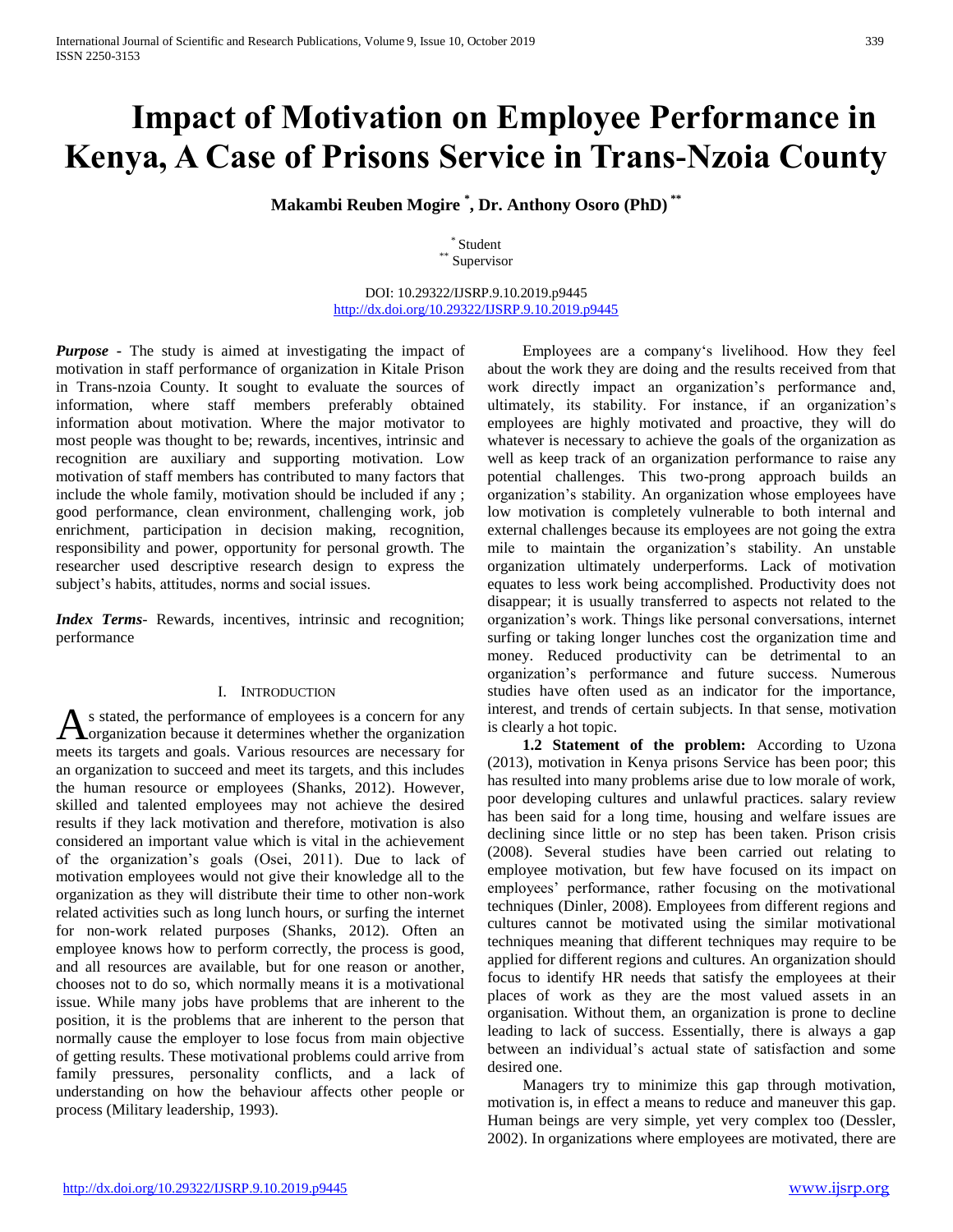# Impact of Motivation on Employee Performance in Kenya, A Case of Prisons Service in Trans-Nzoia County

**Makambi Reuben Mogire [*], Dr. Anthony Osoro (PhD) [**]**

[*] Student
[**] Supervisor

DOI: 10.29322/IJSRP.9.10.2019.p9445
http://dx.doi.org/10.29322/IJSRP.9.10.2019.p9445

***Purpose*** **-** The study is aimed at investigating the impact of motivation in staff performance of organization in Kitale Prison in Trans-nzoia County. It sought to evaluate the sources of information, where staff members preferably obtained information about motivation. Where the major motivator to most people was thought to be; rewards, incentives, intrinsic and recognition are auxiliary and supporting motivation. Low motivation of staff members has contributed to many factors that include the whole family, motivation should be included if any ; good performance, clean environment, challenging work, job enrichment, participation in decision making, recognition, responsibility and power, opportunity for personal growth. The researcher used descriptive research design to express the subject's habits, attitudes, norms and social issues.

***Index Terms***- Rewards, incentives, intrinsic and recognition; performance

## I. Introduction

As stated, the performance of employees is a concern for any organization because it determines whether the organization meets its targets and goals. Various resources are necessary for an organization to succeed and meet its targets, and this includes the human resource or employees (Shanks, 2012). However, skilled and talented employees may not achieve the desired results if they lack motivation and therefore, motivation is also considered an important value which is vital in the achievement of the organization's goals (Osei, 2011). Due to lack of motivation employees would not give their knowledge all to the organization as they will distribute their time to other non-work related activities such as long lunch hours, or surfing the internet for non-work related purposes (Shanks, 2012). Often an employee knows how to perform correctly, the process is good, and all resources are available, but for one reason or another, chooses not to do so, which normally means it is a motivational issue. While many jobs have problems that are inherent to the position, it is the problems that are inherent to the person that normally cause the employer to lose focus from main objective of getting results. These motivational problems could arrive from family pressures, personality conflicts, and a lack of understanding on how the behaviour affects other people or process (Military leadership, 1993).

Employees are a company's livelihood. How they feel about the work they are doing and the results received from that work directly impact an organization's performance and, ultimately, its stability. For instance, if an organization's employees are highly motivated and proactive, they will do whatever is necessary to achieve the goals of the organization as well as keep track of an organization performance to raise any potential challenges. This two-prong approach builds an organization's stability. An organization whose employees have low motivation is completely vulnerable to both internal and external challenges because its employees are not going the extra mile to maintain the organization's stability. An unstable organization ultimately underperforms. Lack of motivation equates to less work being accomplished. Productivity does not disappear; it is usually transferred to aspects not related to the organization's work. Things like personal conversations, internet surfing or taking longer lunches cost the organization time and money. Reduced productivity can be detrimental to an organization's performance and future success. Numerous studies have often used as an indicator for the importance, interest, and trends of certain subjects. In that sense, motivation is clearly a hot topic.

**1.2 Statement of the problem:** According to Uzona (2013), motivation in Kenya prisons Service has been poor; this has resulted into many problems arise due to low morale of work, poor developing cultures and unlawful practices. salary review has been said for a long time, housing and welfare issues are declining since little or no step has been taken. Prison crisis (2008). Several studies have been carried out relating to employee motivation, but few have focused on its impact on employees' performance, rather focusing on the motivational techniques (Dinler, 2008). Employees from different regions and cultures cannot be motivated using the similar motivational techniques meaning that different techniques may require to be applied for different regions and cultures. An organization should focus to identify HR needs that satisfy the employees at their places of work as they are the most valued assets in an organisation. Without them, an organization is prone to decline leading to lack of success. Essentially, there is always a gap between an individual's actual state of satisfaction and some desired one.

Managers try to minimize this gap through motivation, motivation is, in effect a means to reduce and maneuver this gap. Human beings are very simple, yet very complex too (Dessler, 2002). In organizations where employees are motivated, there are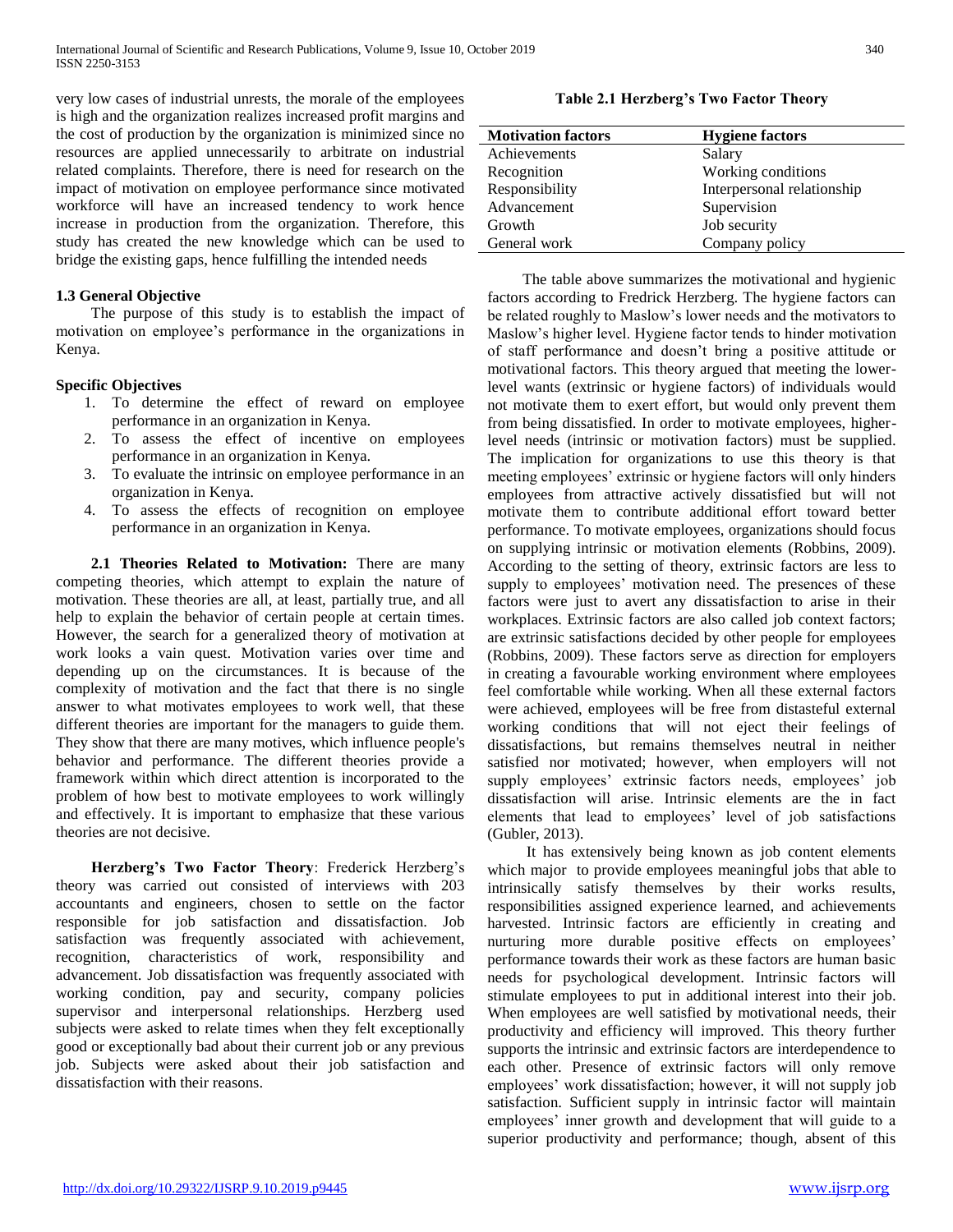very low cases of industrial unrests, the morale of the employees is high and the organization realizes increased profit margins and the cost of production by the organization is minimized since no resources are applied unnecessarily to arbitrate on industrial related complaints. Therefore, there is need for research on the impact of motivation on employee performance since motivated workforce will have an increased tendency to work hence increase in production from the organization. Therefore, this study has created the new knowledge which can be used to bridge the existing gaps, hence fulfilling the intended needs

### 1.3 General Objective

The purpose of this study is to establish the impact of motivation on employee's performance in the organizations in Kenya.

### Specific Objectives

1. To determine the effect of reward on employee performance in an organization in Kenya.
2. To assess the effect of incentive on employees performance in an organization in Kenya.
3. To evaluate the intrinsic on employee performance in an organization in Kenya.
4. To assess the effects of recognition on employee performance in an organization in Kenya.

**2.1 Theories Related to Motivation:** There are many competing theories, which attempt to explain the nature of motivation. These theories are all, at least, partially true, and all help to explain the behavior of certain people at certain times. However, the search for a generalized theory of motivation at work looks a vain quest. Motivation varies over time and depending up on the circumstances. It is because of the complexity of motivation and the fact that there is no single answer to what motivates employees to work well, that these different theories are important for the managers to guide them. They show that there are many motives, which influence people's behavior and performance. The different theories provide a framework within which direct attention is incorporated to the problem of how best to motivate employees to work willingly and effectively. It is important to emphasize that these various theories are not decisive.

**Herzberg's Two Factor Theory**: Frederick Herzberg's theory was carried out consisted of interviews with 203 accountants and engineers, chosen to settle on the factor responsible for job satisfaction and dissatisfaction. Job satisfaction was frequently associated with achievement, recognition, characteristics of work, responsibility and advancement. Job dissatisfaction was frequently associated with working condition, pay and security, company policies supervisor and interpersonal relationships. Herzberg used subjects were asked to relate times when they felt exceptionally good or exceptionally bad about their current job or any previous job. Subjects were asked about their job satisfaction and dissatisfaction with their reasons.

**Table 2.1 Herzberg's Two Factor Theory**

| Motivation factors | Hygiene factors |
|---|---|
| Achievements | Salary |
| Recognition | Working conditions |
| Responsibility | Interpersonal relationship |
| Advancement | Supervision |
| Growth | Job security |
| General work | Company policy |

The table above summarizes the motivational and hygienic factors according to Fredrick Herzberg. The hygiene factors can be related roughly to Maslow's lower needs and the motivators to Maslow's higher level. Hygiene factor tends to hinder motivation of staff performance and doesn't bring a positive attitude or motivational factors. This theory argued that meeting the lower-level wants (extrinsic or hygiene factors) of individuals would not motivate them to exert effort, but would only prevent them from being dissatisfied. In order to motivate employees, higher-level needs (intrinsic or motivation factors) must be supplied. The implication for organizations to use this theory is that meeting employees' extrinsic or hygiene factors will only hinders employees from attractive actively dissatisfied but will not motivate them to contribute additional effort toward better performance. To motivate employees, organizations should focus on supplying intrinsic or motivation elements (Robbins, 2009). According to the setting of theory, extrinsic factors are less to supply to employees' motivation need. The presences of these factors were just to avert any dissatisfaction to arise in their workplaces. Extrinsic factors are also called job context factors; are extrinsic satisfactions decided by other people for employees (Robbins, 2009). These factors serve as direction for employers in creating a favourable working environment where employees feel comfortable while working. When all these external factors were achieved, employees will be free from distasteful external working conditions that will not eject their feelings of dissatisfactions, but remains themselves neutral in neither satisfied nor motivated; however, when employers will not supply employees' extrinsic factors needs, employees' job dissatisfaction will arise. Intrinsic elements are the in fact elements that lead to employees' level of job satisfactions (Gubler, 2013).

It has extensively being known as job content elements which major to provide employees meaningful jobs that able to intrinsically satisfy themselves by their works results, responsibilities assigned experience learned, and achievements harvested. Intrinsic factors are efficiently in creating and nurturing more durable positive effects on employees' performance towards their work as these factors are human basic needs for psychological development. Intrinsic factors will stimulate employees to put in additional interest into their job. When employees are well satisfied by motivational needs, their productivity and efficiency will improved. This theory further supports the intrinsic and extrinsic factors are interdependence to each other. Presence of extrinsic factors will only remove employees' work dissatisfaction; however, it will not supply job satisfaction. Sufficient supply in intrinsic factor will maintain employees' inner growth and development that will guide to a superior productivity and performance; though, absent of this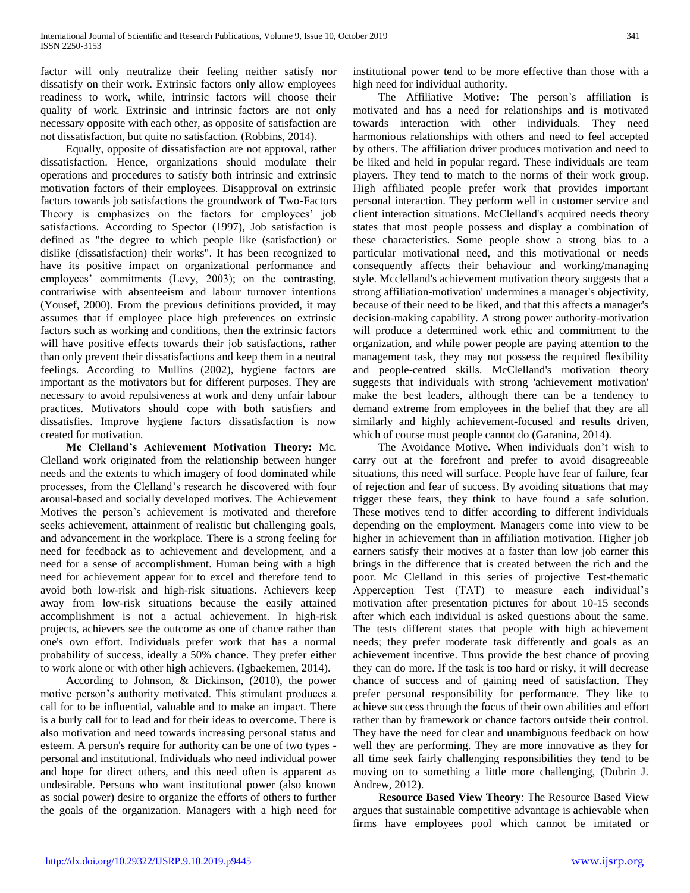factor will only neutralize their feeling neither satisfy nor dissatisfy on their work. Extrinsic factors only allow employees readiness to work, while, intrinsic factors will choose their quality of work. Extrinsic and intrinsic factors are not only necessary opposite with each other, as opposite of satisfaction are not dissatisfaction, but quite no satisfaction. (Robbins, 2014).

Equally, opposite of dissatisfaction are not approval, rather dissatisfaction. Hence, organizations should modulate their operations and procedures to satisfy both intrinsic and extrinsic motivation factors of their employees. Disapproval on extrinsic factors towards job satisfactions the groundwork of Two-Factors Theory is emphasizes on the factors for employees' job satisfactions. According to Spector (1997), Job satisfaction is defined as "the degree to which people like (satisfaction) or dislike (dissatisfaction) their works". It has been recognized to have its positive impact on organizational performance and employees' commitments (Levy, 2003); on the contrasting, contrariwise with absenteeism and labour turnover intentions (Yousef, 2000). From the previous definitions provided, it may assumes that if employee place high preferences on extrinsic factors such as working and conditions, then the extrinsic factors will have positive effects towards their job satisfactions, rather than only prevent their dissatisfactions and keep them in a neutral feelings. According to Mullins (2002), hygiene factors are important as the motivators but for different purposes. They are necessary to avoid repulsiveness at work and deny unfair labour practices. Motivators should cope with both satisfiers and dissatisfies. Improve hygiene factors dissatisfaction is now created for motivation.

**Mc Clelland's Achievement Motivation Theory:** Mc. Clelland work originated from the relationship between hunger needs and the extents to which imagery of food dominated while processes, from the Clelland's research he discovered with four arousal-based and socially developed motives. The Achievement Motives the person`s achievement is motivated and therefore seeks achievement, attainment of realistic but challenging goals, and advancement in the workplace. There is a strong feeling for need for feedback as to achievement and development, and a need for a sense of accomplishment. Human being with a high need for achievement appear for to excel and therefore tend to avoid both low-risk and high-risk situations. Achievers keep away from low-risk situations because the easily attained accomplishment is not a actual achievement. In high-risk projects, achievers see the outcome as one of chance rather than one's own effort. Individuals prefer work that has a normal probability of success, ideally a 50% chance. They prefer either to work alone or with other high achievers. (Igbaekemen, 2014).

According to Johnson, & Dickinson, (2010), the power motive person's authority motivated. This stimulant produces a call for to be influential, valuable and to make an impact. There is a burly call for to lead and for their ideas to overcome. There is also motivation and need towards increasing personal status and esteem. A person's require for authority can be one of two types - personal and institutional. Individuals who need individual power and hope for direct others, and this need often is apparent as undesirable. Persons who want institutional power (also known as social power) desire to organize the efforts of others to further the goals of the organization. Managers with a high need for institutional power tend to be more effective than those with a high need for individual authority.

The Affiliative Motive**:** The person`s affiliation is motivated and has a need for relationships and is motivated towards interaction with other individuals. They need harmonious relationships with others and need to feel accepted by others. The affiliation driver produces motivation and need to be liked and held in popular regard. These individuals are team players. They tend to match to the norms of their work group. High affiliated people prefer work that provides important personal interaction. They perform well in customer service and client interaction situations. McClelland's acquired needs theory states that most people possess and display a combination of these characteristics. Some people show a strong bias to a particular motivational need, and this motivational or needs consequently affects their behaviour and working/managing style. Mcclelland's achievement motivation theory suggests that a strong affiliation-motivation' undermines a manager's objectivity, because of their need to be liked, and that this affects a manager's decision-making capability. A strong power authority-motivation will produce a determined work ethic and commitment to the organization, and while power people are paying attention to the management task, they may not possess the required flexibility and people-centred skills. McClelland's motivation theory suggests that individuals with strong 'achievement motivation' make the best leaders, although there can be a tendency to demand extreme from employees in the belief that they are all similarly and highly achievement-focused and results driven, which of course most people cannot do (Garanina, 2014).

The Avoidance Motive**.** When individuals don't wish to carry out at the forefront and prefer to avoid disagreeable situations, this need will surface. People have fear of failure, fear of rejection and fear of success. By avoiding situations that may trigger these fears, they think to have found a safe solution. These motives tend to differ according to different individuals depending on the employment. Managers come into view to be higher in achievement than in affiliation motivation. Higher job earners satisfy their motives at a faster than low job earner this brings in the difference that is created between the rich and the poor. Mc Clelland in this series of projective Test-thematic Apperception Test (TAT) to measure each individual's motivation after presentation pictures for about 10-15 seconds after which each individual is asked questions about the same. The tests different states that people with high achievement needs; they prefer moderate task differently and goals as an achievement incentive. Thus provide the best chance of proving they can do more. If the task is too hard or risky, it will decrease chance of success and of gaining need of satisfaction. They prefer personal responsibility for performance. They like to achieve success through the focus of their own abilities and effort rather than by framework or chance factors outside their control. They have the need for clear and unambiguous feedback on how well they are performing. They are more innovative as they for all time seek fairly challenging responsibilities they tend to be moving on to something a little more challenging, (Dubrin J. Andrew, 2012).

**Resource Based View Theory**: The Resource Based View argues that sustainable competitive advantage is achievable when firms have employees pool which cannot be imitated or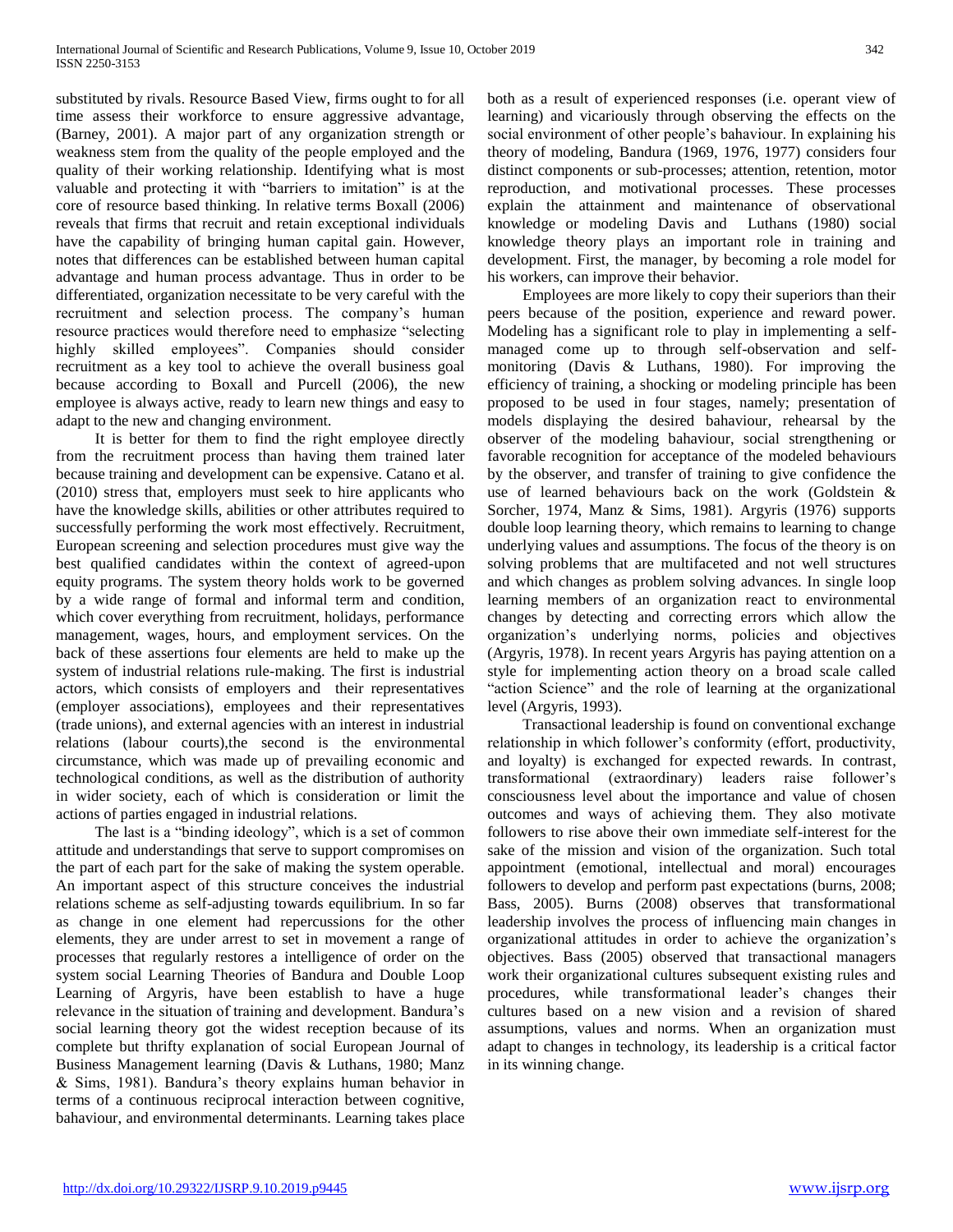substituted by rivals. Resource Based View, firms ought to for all time assess their workforce to ensure aggressive advantage, (Barney, 2001). A major part of any organization strength or weakness stem from the quality of the people employed and the quality of their working relationship. Identifying what is most valuable and protecting it with "barriers to imitation" is at the core of resource based thinking. In relative terms Boxall (2006) reveals that firms that recruit and retain exceptional individuals have the capability of bringing human capital gain. However, notes that differences can be established between human capital advantage and human process advantage. Thus in order to be differentiated, organization necessitate to be very careful with the recruitment and selection process. The company's human resource practices would therefore need to emphasize "selecting highly skilled employees". Companies should consider recruitment as a key tool to achieve the overall business goal because according to Boxall and Purcell (2006), the new employee is always active, ready to learn new things and easy to adapt to the new and changing environment.

It is better for them to find the right employee directly from the recruitment process than having them trained later because training and development can be expensive. Catano et al. (2010) stress that, employers must seek to hire applicants who have the knowledge skills, abilities or other attributes required to successfully performing the work most effectively. Recruitment, European screening and selection procedures must give way the best qualified candidates within the context of agreed-upon equity programs. The system theory holds work to be governed by a wide range of formal and informal term and condition, which cover everything from recruitment, holidays, performance management, wages, hours, and employment services. On the back of these assertions four elements are held to make up the system of industrial relations rule-making. The first is industrial actors, which consists of employers and their representatives (employer associations), employees and their representatives (trade unions), and external agencies with an interest in industrial relations (labour courts),the second is the environmental circumstance, which was made up of prevailing economic and technological conditions, as well as the distribution of authority in wider society, each of which is consideration or limit the actions of parties engaged in industrial relations.

The last is a "binding ideology", which is a set of common attitude and understandings that serve to support compromises on the part of each part for the sake of making the system operable. An important aspect of this structure conceives the industrial relations scheme as self-adjusting towards equilibrium. In so far as change in one element had repercussions for the other elements, they are under arrest to set in movement a range of processes that regularly restores a intelligence of order on the system social Learning Theories of Bandura and Double Loop Learning of Argyris, have been establish to have a huge relevance in the situation of training and development. Bandura's social learning theory got the widest reception because of its complete but thrifty explanation of social European Journal of Business Management learning (Davis & Luthans, 1980; Manz & Sims, 1981). Bandura's theory explains human behavior in terms of a continuous reciprocal interaction between cognitive, bahaviour, and environmental determinants. Learning takes place both as a result of experienced responses (i.e. operant view of learning) and vicariously through observing the effects on the social environment of other people's bahaviour. In explaining his theory of modeling, Bandura (1969, 1976, 1977) considers four distinct components or sub-processes; attention, retention, motor reproduction, and motivational processes. These processes explain the attainment and maintenance of observational knowledge or modeling Davis and Luthans (1980) social knowledge theory plays an important role in training and development. First, the manager, by becoming a role model for his workers, can improve their behavior.

Employees are more likely to copy their superiors than their peers because of the position, experience and reward power. Modeling has a significant role to play in implementing a self-managed come up to through self-observation and self-monitoring (Davis & Luthans, 1980). For improving the efficiency of training, a shocking or modeling principle has been proposed to be used in four stages, namely; presentation of models displaying the desired bahaviour, rehearsal by the observer of the modeling bahaviour, social strengthening or favorable recognition for acceptance of the modeled behaviours by the observer, and transfer of training to give confidence the use of learned behaviours back on the work (Goldstein & Sorcher, 1974, Manz & Sims, 1981). Argyris (1976) supports double loop learning theory, which remains to learning to change underlying values and assumptions. The focus of the theory is on solving problems that are multifaceted and not well structures and which changes as problem solving advances. In single loop learning members of an organization react to environmental changes by detecting and correcting errors which allow the organization's underlying norms, policies and objectives (Argyris, 1978). In recent years Argyris has paying attention on a style for implementing action theory on a broad scale called "action Science" and the role of learning at the organizational level (Argyris, 1993).

Transactional leadership is found on conventional exchange relationship in which follower's conformity (effort, productivity, and loyalty) is exchanged for expected rewards. In contrast, transformational (extraordinary) leaders raise follower's consciousness level about the importance and value of chosen outcomes and ways of achieving them. They also motivate followers to rise above their own immediate self-interest for the sake of the mission and vision of the organization. Such total appointment (emotional, intellectual and moral) encourages followers to develop and perform past expectations (burns, 2008; Bass, 2005). Burns (2008) observes that transformational leadership involves the process of influencing main changes in organizational attitudes in order to achieve the organization's objectives. Bass (2005) observed that transactional managers work their organizational cultures subsequent existing rules and procedures, while transformational leader's changes their cultures based on a new vision and a revision of shared assumptions, values and norms. When an organization must adapt to changes in technology, its leadership is a critical factor in its winning change.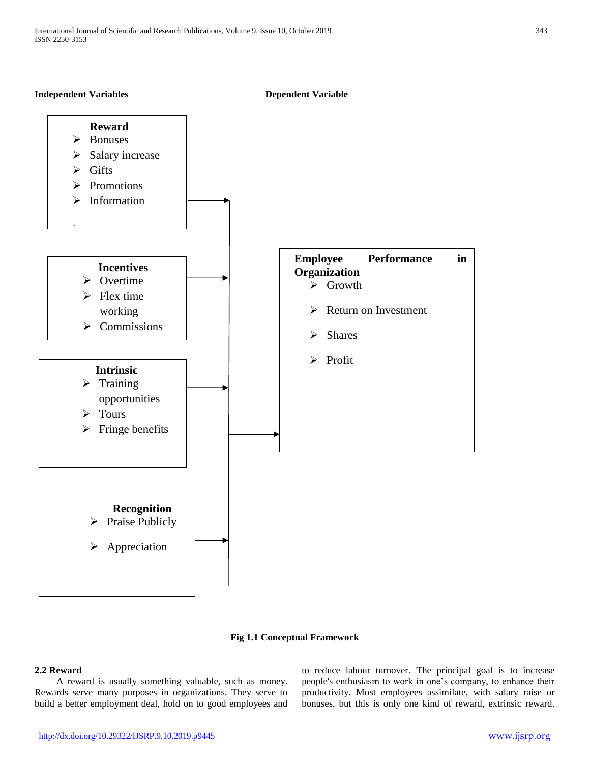**Independent Variables** **Dependent Variable**

**Reward**
- Bonuses
- Salary increase
- Gifts
- Promotions
- Information

**Incentives**
- Overtime
- Flex time working
- Commissions

**Intrinsic**
- Training opportunities
- Tours
- Fringe benefits

**Recognition**
- Praise Publicly
- Appreciation

**Employee Performance in Organization**
- Growth
- Return on Investment
- Shares
- Profit

**Fig 1.1 Conceptual Framework**

### 2.2 Reward

A reward is usually something valuable, such as money. Rewards serve many purposes in organizations. They serve to build a better employment deal, hold on to good employees and to reduce labour turnover. The principal goal is to increase people's enthusiasm to work in one's company, to enhance their productivity. Most employees assimilate, with salary raise or bonuses, but this is only one kind of reward, extrinsic reward.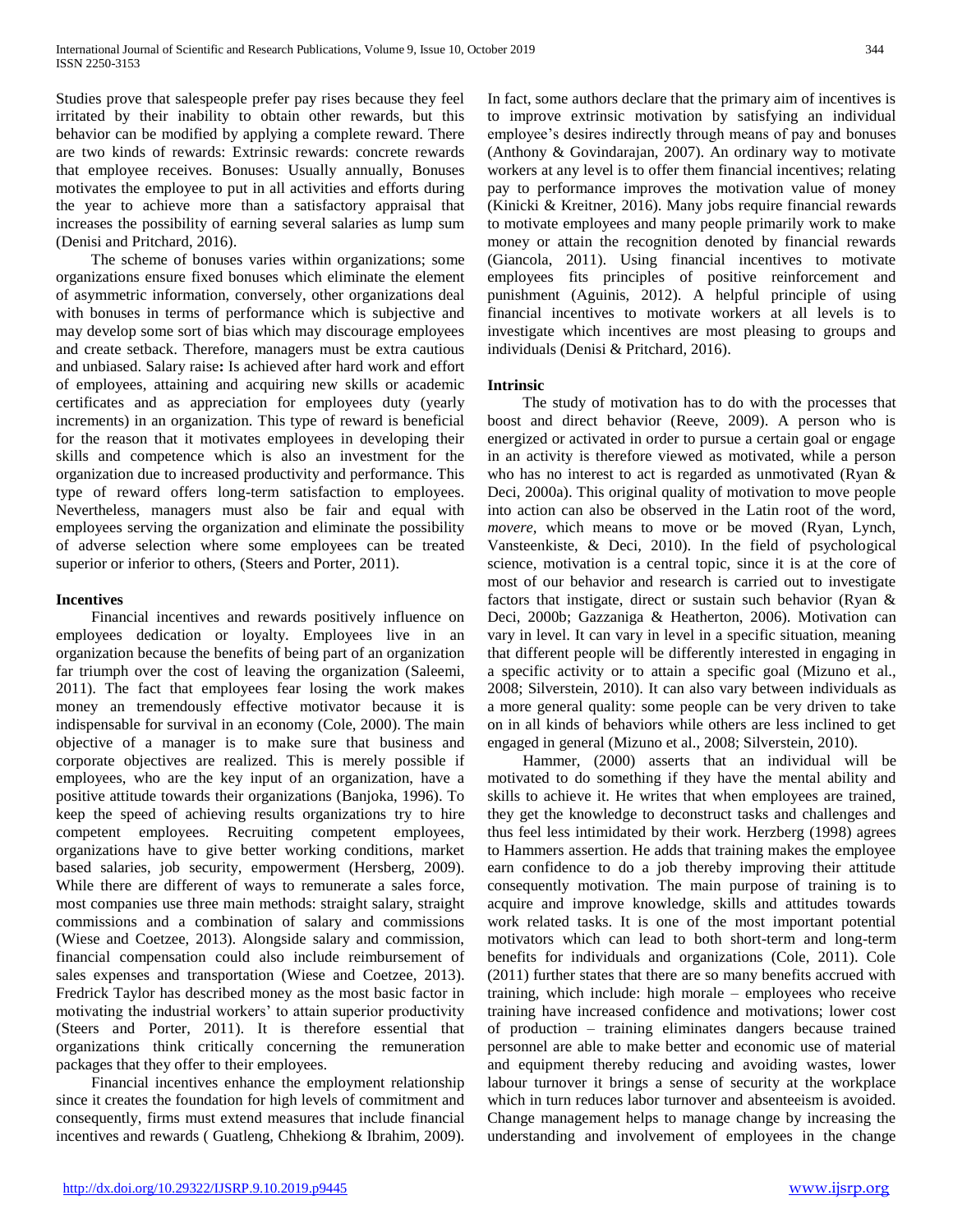Studies prove that salespeople prefer pay rises because they feel irritated by their inability to obtain other rewards, but this behavior can be modified by applying a complete reward. There are two kinds of rewards: Extrinsic rewards: concrete rewards that employee receives. Bonuses: Usually annually, Bonuses motivates the employee to put in all activities and efforts during the year to achieve more than a satisfactory appraisal that increases the possibility of earning several salaries as lump sum (Denisi and Pritchard, 2016).

The scheme of bonuses varies within organizations; some organizations ensure fixed bonuses which eliminate the element of asymmetric information, conversely, other organizations deal with bonuses in terms of performance which is subjective and may develop some sort of bias which may discourage employees and create setback. Therefore, managers must be extra cautious and unbiased. Salary raise**:** Is achieved after hard work and effort of employees, attaining and acquiring new skills or academic certificates and as appreciation for employees duty (yearly increments) in an organization. This type of reward is beneficial for the reason that it motivates employees in developing their skills and competence which is also an investment for the organization due to increased productivity and performance. This type of reward offers long-term satisfaction to employees. Nevertheless, managers must also be fair and equal with employees serving the organization and eliminate the possibility of adverse selection where some employees can be treated superior or inferior to others, (Steers and Porter, 2011).

**Incentives**

Financial incentives and rewards positively influence on employees dedication or loyalty. Employees live in an organization because the benefits of being part of an organization far triumph over the cost of leaving the organization (Saleemi, 2011). The fact that employees fear losing the work makes money an tremendously effective motivator because it is indispensable for survival in an economy (Cole, 2000). The main objective of a manager is to make sure that business and corporate objectives are realized. This is merely possible if employees, who are the key input of an organization, have a positive attitude towards their organizations (Banjoka, 1996). To keep the speed of achieving results organizations try to hire competent employees. Recruiting competent employees, organizations have to give better working conditions, market based salaries, job security, empowerment (Hersberg, 2009). While there are different of ways to remunerate a sales force, most companies use three main methods: straight salary, straight commissions and a combination of salary and commissions (Wiese and Coetzee, 2013). Alongside salary and commission, financial compensation could also include reimbursement of sales expenses and transportation (Wiese and Coetzee, 2013). Fredrick Taylor has described money as the most basic factor in motivating the industrial workers' to attain superior productivity (Steers and Porter, 2011). It is therefore essential that organizations think critically concerning the remuneration packages that they offer to their employees.

Financial incentives enhance the employment relationship since it creates the foundation for high levels of commitment and consequently, firms must extend measures that include financial incentives and rewards ( Guatleng, Chhekiong & Ibrahim, 2009). In fact, some authors declare that the primary aim of incentives is to improve extrinsic motivation by satisfying an individual employee's desires indirectly through means of pay and bonuses (Anthony & Govindarajan, 2007). An ordinary way to motivate workers at any level is to offer them financial incentives; relating pay to performance improves the motivation value of money (Kinicki & Kreitner, 2016). Many jobs require financial rewards to motivate employees and many people primarily work to make money or attain the recognition denoted by financial rewards (Giancola, 2011). Using financial incentives to motivate employees fits principles of positive reinforcement and punishment (Aguinis, 2012). A helpful principle of using financial incentives to motivate workers at all levels is to investigate which incentives are most pleasing to groups and individuals (Denisi & Pritchard, 2016).

**Intrinsic**

The study of motivation has to do with the processes that boost and direct behavior (Reeve, 2009). A person who is energized or activated in order to pursue a certain goal or engage in an activity is therefore viewed as motivated, while a person who has no interest to act is regarded as unmotivated (Ryan & Deci, 2000a). This original quality of motivation to move people into action can also be observed in the Latin root of the word, *movere,* which means to move or be moved (Ryan, Lynch, Vansteenkiste, & Deci, 2010). In the field of psychological science, motivation is a central topic, since it is at the core of most of our behavior and research is carried out to investigate factors that instigate, direct or sustain such behavior (Ryan & Deci, 2000b; Gazzaniga & Heatherton, 2006). Motivation can vary in level. It can vary in level in a specific situation, meaning that different people will be differently interested in engaging in a specific activity or to attain a specific goal (Mizuno et al., 2008; Silverstein, 2010). It can also vary between individuals as a more general quality: some people can be very driven to take on in all kinds of behaviors while others are less inclined to get engaged in general (Mizuno et al., 2008; Silverstein, 2010).

Hammer, (2000) asserts that an individual will be motivated to do something if they have the mental ability and skills to achieve it. He writes that when employees are trained, they get the knowledge to deconstruct tasks and challenges and thus feel less intimidated by their work. Herzberg (1998) agrees to Hammers assertion. He adds that training makes the employee earn confidence to do a job thereby improving their attitude consequently motivation. The main purpose of training is to acquire and improve knowledge, skills and attitudes towards work related tasks. It is one of the most important potential motivators which can lead to both short-term and long-term benefits for individuals and organizations (Cole, 2011). Cole (2011) further states that there are so many benefits accrued with training, which include: high morale – employees who receive training have increased confidence and motivations; lower cost of production – training eliminates dangers because trained personnel are able to make better and economic use of material and equipment thereby reducing and avoiding wastes, lower labour turnover it brings a sense of security at the workplace which in turn reduces labor turnover and absenteeism is avoided. Change management helps to manage change by increasing the understanding and involvement of employees in the change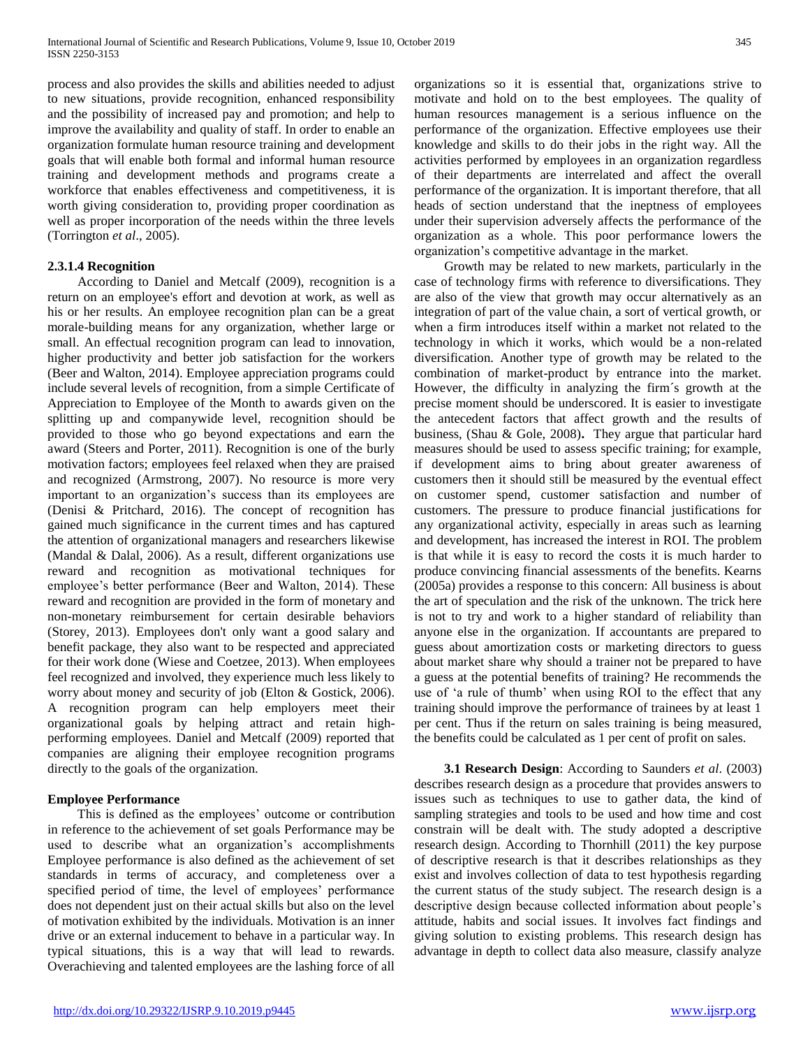process and also provides the skills and abilities needed to adjust to new situations, provide recognition, enhanced responsibility and the possibility of increased pay and promotion; and help to improve the availability and quality of staff. In order to enable an organization formulate human resource training and development goals that will enable both formal and informal human resource training and development methods and programs create a workforce that enables effectiveness and competitiveness, it is worth giving consideration to, providing proper coordination as well as proper incorporation of the needs within the three levels (Torrington *et al*., 2005).

#### 2.3.1.4 Recognition

According to Daniel and Metcalf (2009), recognition is a return on an employee's effort and devotion at work, as well as his or her results. An employee recognition plan can be a great morale-building means for any organization, whether large or small. An effectual recognition program can lead to innovation, higher productivity and better job satisfaction for the workers (Beer and Walton, 2014). Employee appreciation programs could include several levels of recognition, from a simple Certificate of Appreciation to Employee of the Month to awards given on the splitting up and companywide level, recognition should be provided to those who go beyond expectations and earn the award (Steers and Porter, 2011). Recognition is one of the burly motivation factors; employees feel relaxed when they are praised and recognized (Armstrong, 2007). No resource is more very important to an organization's success than its employees are (Denisi & Pritchard, 2016). The concept of recognition has gained much significance in the current times and has captured the attention of organizational managers and researchers likewise (Mandal & Dalal, 2006). As a result, different organizations use reward and recognition as motivational techniques for employee's better performance (Beer and Walton, 2014). These reward and recognition are provided in the form of monetary and non-monetary reimbursement for certain desirable behaviors (Storey, 2013). Employees don't only want a good salary and benefit package, they also want to be respected and appreciated for their work done (Wiese and Coetzee, 2013). When employees feel recognized and involved, they experience much less likely to worry about money and security of job (Elton & Gostick, 2006). A recognition program can help employers meet their organizational goals by helping attract and retain high-performing employees. Daniel and Metcalf (2009) reported that companies are aligning their employee recognition programs directly to the goals of the organization.

#### Employee Performance

This is defined as the employees' outcome or contribution in reference to the achievement of set goals Performance may be used to describe what an organization's accomplishments Employee performance is also defined as the achievement of set standards in terms of accuracy, and completeness over a specified period of time, the level of employees' performance does not dependent just on their actual skills but also on the level of motivation exhibited by the individuals. Motivation is an inner drive or an external inducement to behave in a particular way. In typical situations, this is a way that will lead to rewards. Overachieving and talented employees are the lashing force of all organizations so it is essential that, organizations strive to motivate and hold on to the best employees. The quality of human resources management is a serious influence on the performance of the organization. Effective employees use their knowledge and skills to do their jobs in the right way. All the activities performed by employees in an organization regardless of their departments are interrelated and affect the overall performance of the organization. It is important therefore, that all heads of section understand that the ineptness of employees under their supervision adversely affects the performance of the organization as a whole. This poor performance lowers the organization's competitive advantage in the market.

Growth may be related to new markets, particularly in the case of technology firms with reference to diversifications. They are also of the view that growth may occur alternatively as an integration of part of the value chain, a sort of vertical growth, or when a firm introduces itself within a market not related to the technology in which it works, which would be a non-related diversification. Another type of growth may be related to the combination of market-product by entrance into the market. However, the difficulty in analyzing the firm´s growth at the precise moment should be underscored. It is easier to investigate the antecedent factors that affect growth and the results of business, (Shau & Gole, 2008). They argue that particular hard measures should be used to assess specific training; for example, if development aims to bring about greater awareness of customers then it should still be measured by the eventual effect on customer spend, customer satisfaction and number of customers. The pressure to produce financial justifications for any organizational activity, especially in areas such as learning and development, has increased the interest in ROI. The problem is that while it is easy to record the costs it is much harder to produce convincing financial assessments of the benefits. Kearns (2005a) provides a response to this concern: All business is about the art of speculation and the risk of the unknown. The trick here is not to try and work to a higher standard of reliability than anyone else in the organization. If accountants are prepared to guess about amortization costs or marketing directors to guess about market share why should a trainer not be prepared to have a guess at the potential benefits of training? He recommends the use of 'a rule of thumb' when using ROI to the effect that any training should improve the performance of trainees by at least 1 per cent. Thus if the return on sales training is being measured, the benefits could be calculated as 1 per cent of profit on sales.

**3.1 Research Design**: According to Saunders *et al*. (2003) describes research design as a procedure that provides answers to issues such as techniques to use to gather data, the kind of sampling strategies and tools to be used and how time and cost constrain will be dealt with. The study adopted a descriptive research design. According to Thornhill (2011) the key purpose of descriptive research is that it describes relationships as they exist and involves collection of data to test hypothesis regarding the current status of the study subject. The research design is a descriptive design because collected information about people's attitude, habits and social issues. It involves fact findings and giving solution to existing problems. This research design has advantage in depth to collect data also measure, classify analyze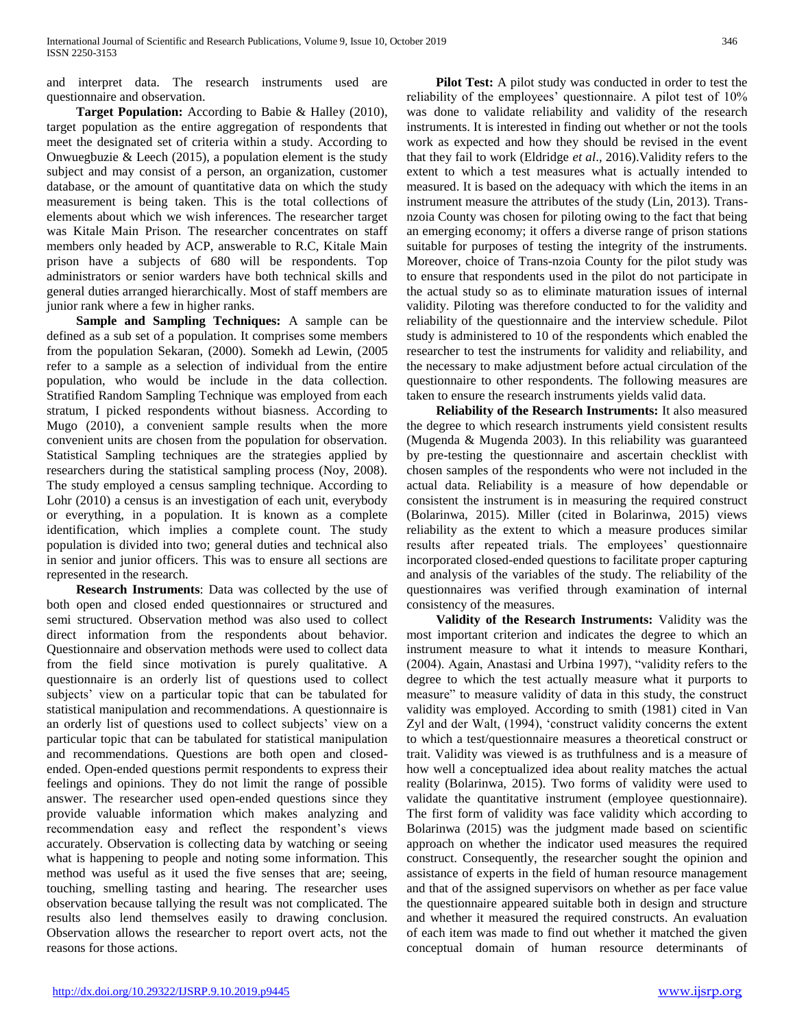and interpret data. The research instruments used are questionnaire and observation.

**Target Population:** According to Babie & Halley (2010), target population as the entire aggregation of respondents that meet the designated set of criteria within a study. According to Onwuegbuzie & Leech (2015), a population element is the study subject and may consist of a person, an organization, customer database, or the amount of quantitative data on which the study measurement is being taken. This is the total collections of elements about which we wish inferences. The researcher target was Kitale Main Prison. The researcher concentrates on staff members only headed by ACP, answerable to R.C, Kitale Main prison have a subjects of 680 will be respondents. Top administrators or senior warders have both technical skills and general duties arranged hierarchically. Most of staff members are junior rank where a few in higher ranks.

**Sample and Sampling Techniques:** A sample can be defined as a sub set of a population. It comprises some members from the population Sekaran, (2000). Somekh ad Lewin, (2005 refer to a sample as a selection of individual from the entire population, who would be include in the data collection. Stratified Random Sampling Technique was employed from each stratum, I picked respondents without biasness. According to Mugo (2010), a convenient sample results when the more convenient units are chosen from the population for observation. Statistical Sampling techniques are the strategies applied by researchers during the statistical sampling process (Noy, 2008). The study employed a census sampling technique. According to Lohr (2010) a census is an investigation of each unit, everybody or everything, in a population. It is known as a complete identification, which implies a complete count. The study population is divided into two; general duties and technical also in senior and junior officers. This was to ensure all sections are represented in the research.

**Research Instruments**: Data was collected by the use of both open and closed ended questionnaires or structured and semi structured. Observation method was also used to collect direct information from the respondents about behavior. Questionnaire and observation methods were used to collect data from the field since motivation is purely qualitative. A questionnaire is an orderly list of questions used to collect subjects' view on a particular topic that can be tabulated for statistical manipulation and recommendations. A questionnaire is an orderly list of questions used to collect subjects' view on a particular topic that can be tabulated for statistical manipulation and recommendations. Questions are both open and closed-ended. Open-ended questions permit respondents to express their feelings and opinions. They do not limit the range of possible answer. The researcher used open-ended questions since they provide valuable information which makes analyzing and recommendation easy and reflect the respondent's views accurately. Observation is collecting data by watching or seeing what is happening to people and noting some information. This method was useful as it used the five senses that are; seeing, touching, smelling tasting and hearing. The researcher uses observation because tallying the result was not complicated. The results also lend themselves easily to drawing conclusion. Observation allows the researcher to report overt acts, not the reasons for those actions.

**Pilot Test:** A pilot study was conducted in order to test the reliability of the employees' questionnaire. A pilot test of 10% was done to validate reliability and validity of the research instruments. It is interested in finding out whether or not the tools work as expected and how they should be revised in the event that they fail to work (Eldridge *et al*., 2016).Validity refers to the extent to which a test measures what is actually intended to measured. It is based on the adequacy with which the items in an instrument measure the attributes of the study (Lin, 2013). Trans-nzoia County was chosen for piloting owing to the fact that being an emerging economy; it offers a diverse range of prison stations suitable for purposes of testing the integrity of the instruments. Moreover, choice of Trans-nzoia County for the pilot study was to ensure that respondents used in the pilot do not participate in the actual study so as to eliminate maturation issues of internal validity. Piloting was therefore conducted to for the validity and reliability of the questionnaire and the interview schedule. Pilot study is administered to 10 of the respondents which enabled the researcher to test the instruments for validity and reliability, and the necessary to make adjustment before actual circulation of the questionnaire to other respondents. The following measures are taken to ensure the research instruments yields valid data.

**Reliability of the Research Instruments:** It also measured the degree to which research instruments yield consistent results (Mugenda & Mugenda 2003). In this reliability was guaranteed by pre-testing the questionnaire and ascertain checklist with chosen samples of the respondents who were not included in the actual data. Reliability is a measure of how dependable or consistent the instrument is in measuring the required construct (Bolarinwa, 2015). Miller (cited in Bolarinwa, 2015) views reliability as the extent to which a measure produces similar results after repeated trials. The employees' questionnaire incorporated closed-ended questions to facilitate proper capturing and analysis of the variables of the study. The reliability of the questionnaires was verified through examination of internal consistency of the measures.

**Validity of the Research Instruments:** Validity was the most important criterion and indicates the degree to which an instrument measure to what it intends to measure Konthari, (2004). Again, Anastasi and Urbina 1997), "validity refers to the degree to which the test actually measure what it purports to measure" to measure validity of data in this study, the construct validity was employed. According to smith (1981) cited in Van Zyl and der Walt, (1994), 'construct validity concerns the extent to which a test/questionnaire measures a theoretical construct or trait. Validity was viewed is as truthfulness and is a measure of how well a conceptualized idea about reality matches the actual reality (Bolarinwa, 2015). Two forms of validity were used to validate the quantitative instrument (employee questionnaire). The first form of validity was face validity which according to Bolarinwa (2015) was the judgment made based on scientific approach on whether the indicator used measures the required construct. Consequently, the researcher sought the opinion and assistance of experts in the field of human resource management and that of the assigned supervisors on whether as per face value the questionnaire appeared suitable both in design and structure and whether it measured the required constructs. An evaluation of each item was made to find out whether it matched the given conceptual domain of human resource determinants of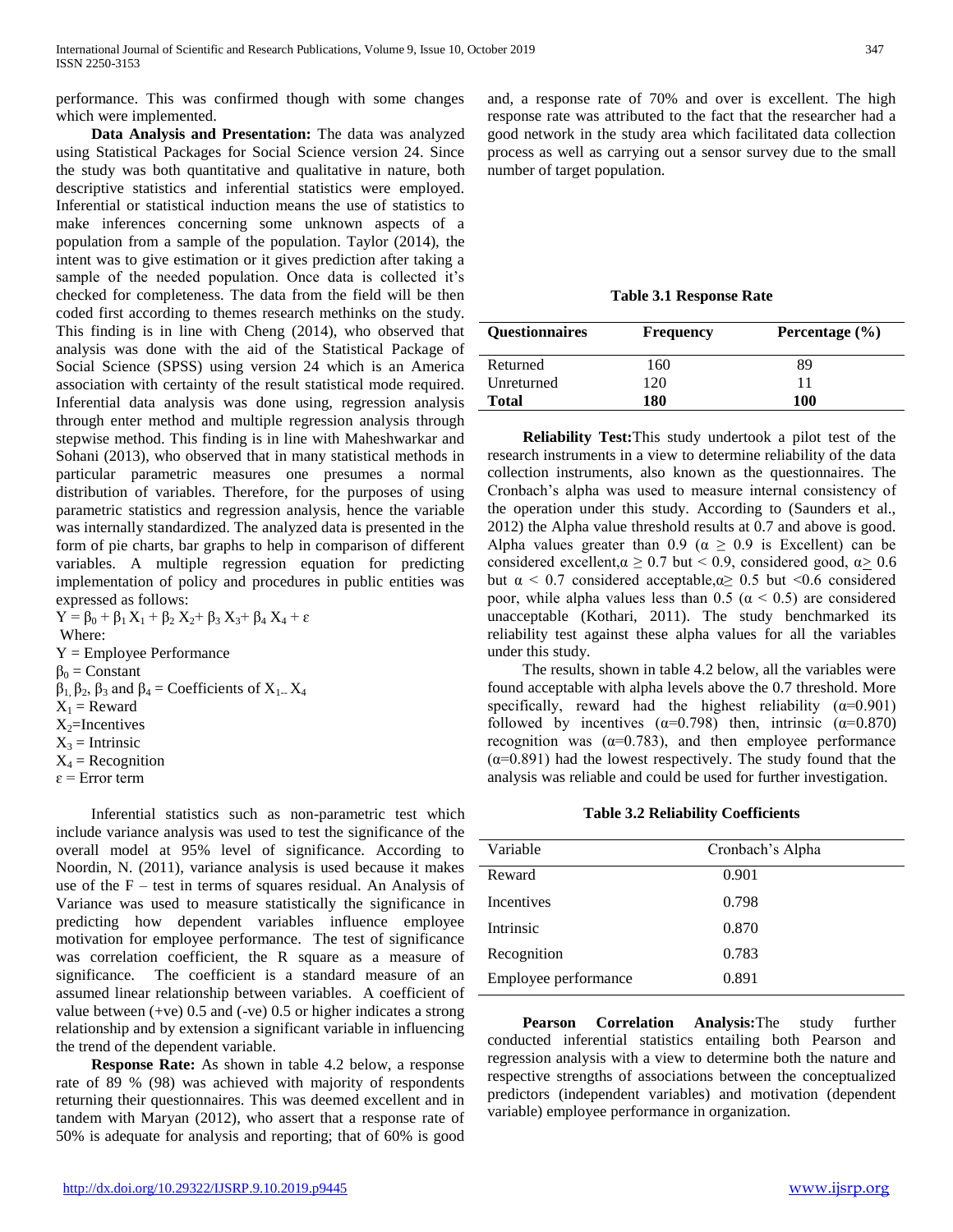performance. This was confirmed though with some changes which were implemented.

**Data Analysis and Presentation:** The data was analyzed using Statistical Packages for Social Science version 24. Since the study was both quantitative and qualitative in nature, both descriptive statistics and inferential statistics were employed. Inferential or statistical induction means the use of statistics to make inferences concerning some unknown aspects of a population from a sample of the population. Taylor (2014), the intent was to give estimation or it gives prediction after taking a sample of the needed population. Once data is collected it's checked for completeness. The data from the field will be then coded first according to themes research methinks on the study. This finding is in line with Cheng (2014), who observed that analysis was done with the aid of the Statistical Package of Social Science (SPSS) using version 24 which is an America association with certainty of the result statistical mode required. Inferential data analysis was done using, regression analysis through enter method and multiple regression analysis through stepwise method. This finding is in line with Maheshwarkar and Sohani (2013), who observed that in many statistical methods in particular parametric measures one presumes a normal distribution of variables. Therefore, for the purposes of using parametric statistics and regression analysis, hence the variable was internally standardized. The analyzed data is presented in the form of pie charts, bar graphs to help in comparison of different variables. A multiple regression equation for predicting implementation of policy and procedures in public entities was expressed as follows:

$$Y = \beta_0 + \beta_1 X_1 + \beta_2 X_2 + \beta_3 X_3 + \beta_4 X_4 + \varepsilon$$

Where:

$Y$ = Employee Performance

$\beta_0$ = Constant

$\beta_1, \beta_2, \beta_3$ and $\beta_4$ = Coefficients of $X_{1-}$ $X_4$

$X_1$ = Reward

$X_2$=Incentives

$X_3$ = Intrinsic

$X_4$ = Recognition

$\varepsilon$ = Error term

Inferential statistics such as non-parametric test which include variance analysis was used to test the significance of the overall model at 95% level of significance. According to Noordin, N. (2011), variance analysis is used because it makes use of the F – test in terms of squares residual. An Analysis of Variance was used to measure statistically the significance in predicting how dependent variables influence employee motivation for employee performance. The test of significance was correlation coefficient, the R square as a measure of significance. The coefficient is a standard measure of an assumed linear relationship between variables. A coefficient of value between (+ve) 0.5 and (-ve) 0.5 or higher indicates a strong relationship and by extension a significant variable in influencing the trend of the dependent variable.

**Response Rate:** As shown in table 4.2 below, a response rate of 89 % (98) was achieved with majority of respondents returning their questionnaires. This was deemed excellent and in tandem with Maryan (2012), who assert that a response rate of 50% is adequate for analysis and reporting; that of 60% is good and, a response rate of 70% and over is excellent. The high response rate was attributed to the fact that the researcher had a good network in the study area which facilitated data collection process as well as carrying out a sensor survey due to the small number of target population.

**Table 3.1 Response Rate**

| Questionnaires | Frequency | Percentage (%) |
|---|---|---|
| Returned | 160 | 89 |
| Unreturned | 120 | 11 |
| **Total** | **180** | **100** |

**Reliability Test:** This study undertook a pilot test of the research instruments in a view to determine reliability of the data collection instruments, also known as the questionnaires. The Cronbach's alpha was used to measure internal consistency of the operation under this study. According to (Saunders et al., 2012) the Alpha value threshold results at 0.7 and above is good. Alpha values greater than 0.9 ($\alpha \geq 0.9$ is Excellent) can be considered excellent, $\alpha \geq 0.7$ but $< 0.9$, considered good, $\alpha \geq 0.6$ but $\alpha < 0.7$ considered acceptable, $\alpha \geq 0.5$ but $<0.6$ considered poor, while alpha values less than 0.5 ($\alpha < 0.5$) are considered unacceptable (Kothari, 2011). The study benchmarked its reliability test against these alpha values for all the variables under this study.

The results, shown in table 4.2 below, all the variables were found acceptable with alpha levels above the 0.7 threshold. More specifically, reward had the highest reliability ($\alpha$=0.901) followed by incentives ($\alpha$=0.798) then, intrinsic ($\alpha$=0.870) recognition was ($\alpha$=0.783), and then employee performance ($\alpha$=0.891) had the lowest respectively. The study found that the analysis was reliable and could be used for further investigation.

**Table 3.2 Reliability Coefficients**

| Variable | Cronbach's Alpha |
|---|---|
| Reward | 0.901 |
| Incentives | 0.798 |
| Intrinsic | 0.870 |
| Recognition | 0.783 |
| Employee performance | 0.891 |

**Pearson Correlation Analysis:** The study further conducted inferential statistics entailing both Pearson and regression analysis with a view to determine both the nature and respective strengths of associations between the conceptualized predictors (independent variables) and motivation (dependent variable) employee performance in organization.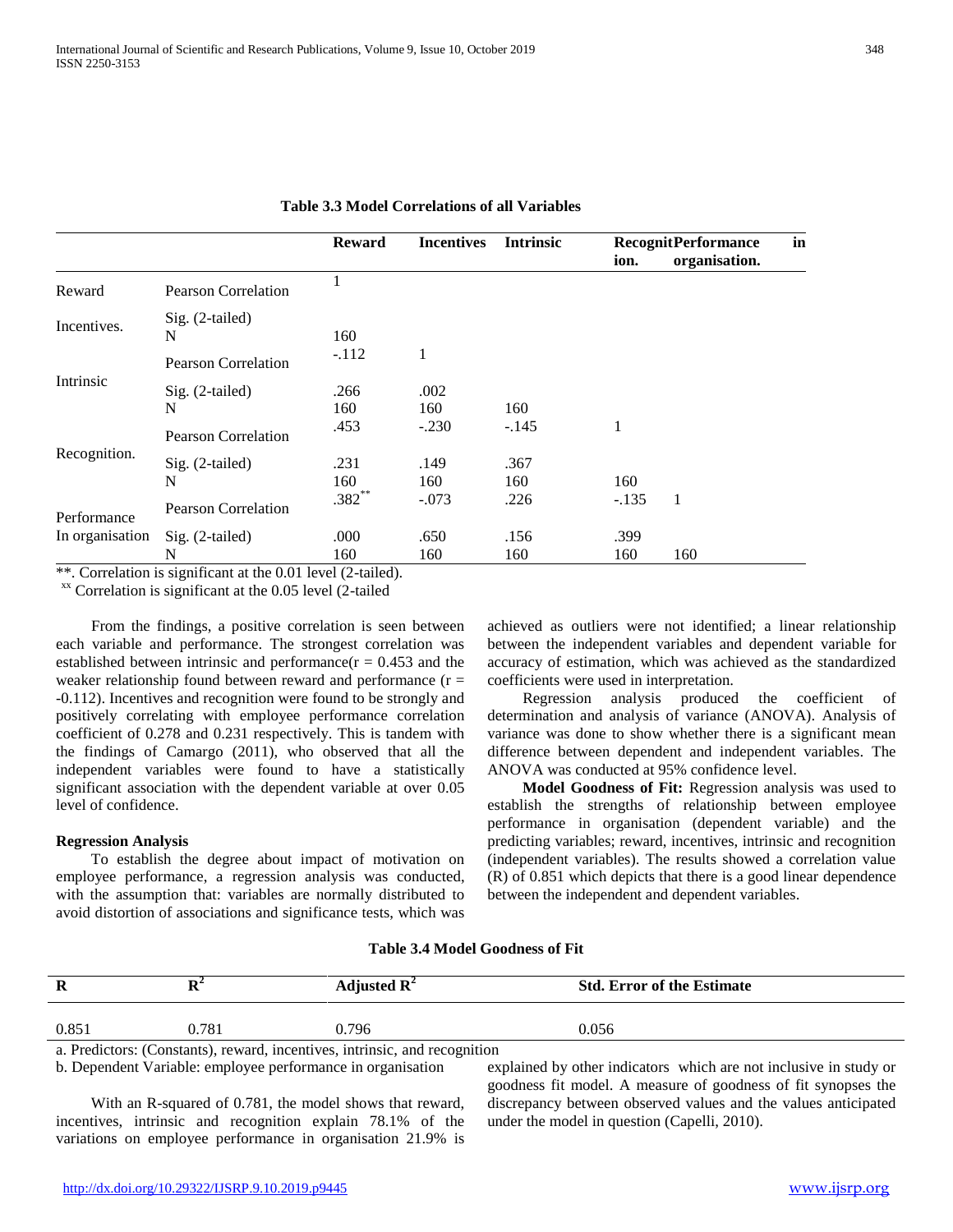**Table 3.3 Model Correlations of all Variables**

| | | Reward | Incentives | Intrinsic | Recognition. | Performance in organisation. |
|---|---|---|---|---|---|---|
| Reward | Pearson Correlation | 1 | | | | |
| Incentives. | Sig. (2-tailed) | | | | | |
| | N | 160 | | | | |
| | Pearson Correlation | -.112 | 1 | | | |
| Intrinsic | Sig. (2-tailed) | .266 | .002 | | | |
| | N | 160 | 160 | 160 | | |
| | Pearson Correlation | .453 | -.230 | -.145 | 1 | |
| Recognition. | Sig. (2-tailed) | .231 | .149 | .367 | | |
| | N | 160 | 160 | 160 | 160 | |
| | Pearson Correlation | .382** | -.073 | .226 | -.135 | 1 |
| Performance In organisation | Sig. (2-tailed) | .000 | .650 | .156 | .399 | |
| | N | 160 | 160 | 160 | 160 | 160 |

**. Correlation is significant at the 0.01 level (2-tailed).

xx Correlation is significant at the 0.05 level (2-tailed

From the findings, a positive correlation is seen between each variable and performance. The strongest correlation was established between intrinsic and performance(r = 0.453 and the weaker relationship found between reward and performance (r = -0.112). Incentives and recognition were found to be strongly and positively correlating with employee performance correlation coefficient of 0.278 and 0.231 respectively. This is tandem with the findings of Camargo (2011), who observed that all the independent variables were found to have a statistically significant association with the dependent variable at over 0.05 level of confidence.

**Regression Analysis**

To establish the degree about impact of motivation on employee performance, a regression analysis was conducted, with the assumption that: variables are normally distributed to avoid distortion of associations and significance tests, which was achieved as outliers were not identified; a linear relationship between the independent variables and dependent variable for accuracy of estimation, which was achieved as the standardized coefficients were used in interpretation.

Regression analysis produced the coefficient of determination and analysis of variance (ANOVA). Analysis of variance was done to show whether there is a significant mean difference between dependent and independent variables. The ANOVA was conducted at 95% confidence level.

**Model Goodness of Fit:** Regression analysis was used to establish the strengths of relationship between employee performance in organisation (dependent variable) and the predicting variables; reward, incentives, intrinsic and recognition (independent variables). The results showed a correlation value (R) of 0.851 which depicts that there is a good linear dependence between the independent and dependent variables.

**Table 3.4 Model Goodness of Fit**

| R | $R^2$ | Adjusted $R^2$ | Std. Error of the Estimate |
|---|---|---|---|
| 0.851 | 0.781 | 0.796 | 0.056 |

a. Predictors: (Constants), reward, incentives, intrinsic, and recognition

b. Dependent Variable: employee performance in organisation

With an R-squared of 0.781, the model shows that reward, incentives, intrinsic and recognition explain 78.1% of the variations on employee performance in organisation 21.9% is explained by other indicators which are not inclusive in study or goodness fit model. A measure of goodness of fit synopses the discrepancy between observed values and the values anticipated under the model in question (Capelli, 2010).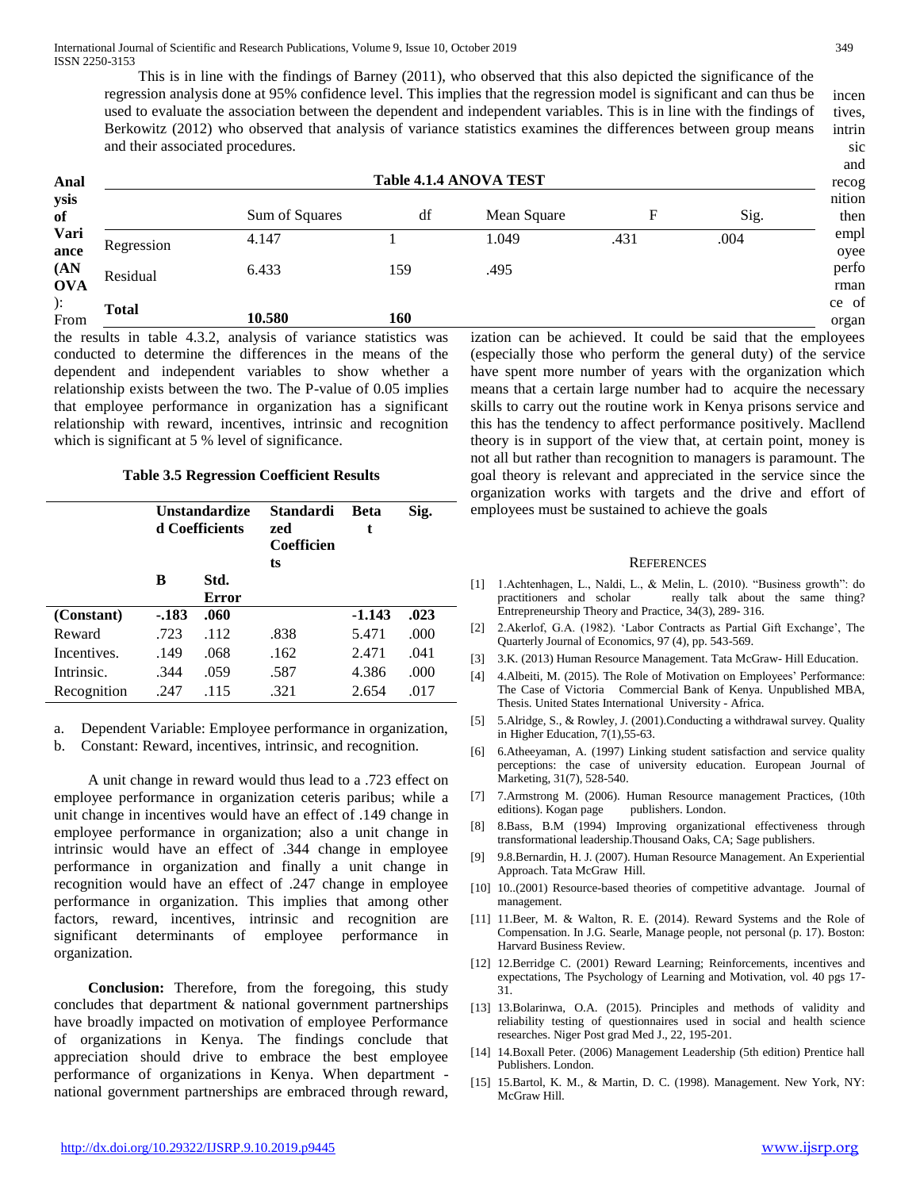This is in line with the findings of Barney (2011), who observed that this also depicted the significance of the regression analysis done at 95% confidence level. This implies that the regression model is significant and can thus be used to evaluate the association between the dependent and independent variables. This is in line with the findings of Berkowitz (2012) who observed that analysis of variance statistics examines the differences between group means and their associated procedures.

**Table 4.1.4 ANOVA TEST**

| | Sum of Squares | df | Mean Square | F | Sig. |
|---|---|---|---|---|---|
| Regression | 4.147 | 1 | 1.049 | .431 | .004 |
| Residual | 6.433 | 159 | .495 | | |
| **Total** | **10.580** | **160** | | | |

**Analysis of Variance (ANOVA):** From the results in table 4.3.2, analysis of variance statistics was conducted to determine the differences in the means of the dependent and independent variables to show whether a relationship exists between the two. The P-value of 0.05 implies that employee performance in organization has a significant relationship with reward, incentives, intrinsic and recognition which is significant at 5 % level of significance.

**Table 3.5 Regression Coefficient Results**

| | **Unstandardized Coefficients** | | **Standardized Coefficients** | **Beta t** | **Sig.** |
|---|---|---|---|---|---|
| | **B** | **Std. Error** | | | |
| **(Constant)** | **-.183** | **.060** | | **-1.143** | **.023** |
| Reward | .723 | .112 | .838 | 5.471 | .000 |
| Incentives. | .149 | .068 | .162 | 2.471 | .041 |
| Intrinsic. | .344 | .059 | .587 | 4.386 | .000 |
| Recognition | .247 | .115 | .321 | 2.654 | .017 |

a. Dependent Variable: Employee performance in organization,

b. Constant: Reward, incentives, intrinsic, and recognition.

A unit change in reward would thus lead to a .723 effect on employee performance in organization ceteris paribus; while a unit change in incentives would have an effect of .149 change in employee performance in organization; also a unit change in intrinsic would have an effect of .344 change in employee performance in organization and finally a unit change in recognition would have an effect of .247 change in employee performance in organization. This implies that among other factors, reward, incentives, intrinsic and recognition are significant determinants of employee performance in organization.

**Conclusion:** Therefore, from the foregoing, this study concludes that department & national government partnerships have broadly impacted on motivation of employee Performance of organizations in Kenya. The findings conclude that appreciation should drive to embrace the best employee performance of organizations in Kenya. When department - national government partnerships are embraced through reward, incentives, intrinsic and recognition then employee performance of organization can be achieved. It could be said that the employees (especially those who perform the general duty) of the service have spent more number of years with the organization which means that a certain large number had to acquire the necessary skills to carry out the routine work in Kenya prisons service and this has the tendency to affect performance positively. Macllend theory is in support of the view that, at certain point, money is not all but rather than recognition to managers is paramount. The goal theory is relevant and appreciated in the service since the organization works with targets and the drive and effort of employees must be sustained to achieve the goals

## REFERENCES

[1] 1.Achtenhagen, L., Naldi, L., & Melin, L. (2010). "Business growth": do practitioners and scholar really talk about the same thing? Entrepreneurship Theory and Practice, 34(3), 289- 316.

[2] 2.Akerlof, G.A. (1982). 'Labor Contracts as Partial Gift Exchange', The Quarterly Journal of Economics, 97 (4), pp. 543-569.

[3] 3.K. (2013) Human Resource Management. Tata McGraw- Hill Education.

[4] 4.Albeiti, M. (2015). The Role of Motivation on Employees' Performance: The Case of Victoria Commercial Bank of Kenya. Unpublished MBA, Thesis. United States International University - Africa.

[5] 5.Alridge, S., & Rowley, J. (2001).Conducting a withdrawal survey. Quality in Higher Education, 7(1),55-63.

[6] 6.Atheeyaman, A. (1997) Linking student satisfaction and service quality perceptions: the case of university education. European Journal of Marketing, 31(7), 528-540.

[7] 7.Armstrong M. (2006). Human Resource management Practices, (10th editions). Kogan page publishers. London.

[8] 8.Bass, B.M (1994) Improving organizational effectiveness through transformational leadership.Thousand Oaks, CA; Sage publishers.

[9] 9.8.Bernardin, H. J. (2007). Human Resource Management. An Experiential Approach. Tata McGraw Hill.

[10] 10..(2001) Resource-based theories of competitive advantage. Journal of management.

[11] 11.Beer, M. & Walton, R. E. (2014). Reward Systems and the Role of Compensation. In J.G. Searle, Manage people, not personal (p. 17). Boston: Harvard Business Review.

[12] 12.Berridge C. (2001) Reward Learning; Reinforcements, incentives and expectations, The Psychology of Learning and Motivation, vol. 40 pgs 17-31.

[13] 13.Bolarinwa, O.A. (2015). Principles and methods of validity and reliability testing of questionnaires used in social and health science researches. Niger Post grad Med J., 22, 195-201.

[14] 14.Boxall Peter. (2006) Management Leadership (5th edition) Prentice hall Publishers. London.

[15] 15.Bartol, K. M., & Martin, D. C. (1998). Management. New York, NY: McGraw Hill.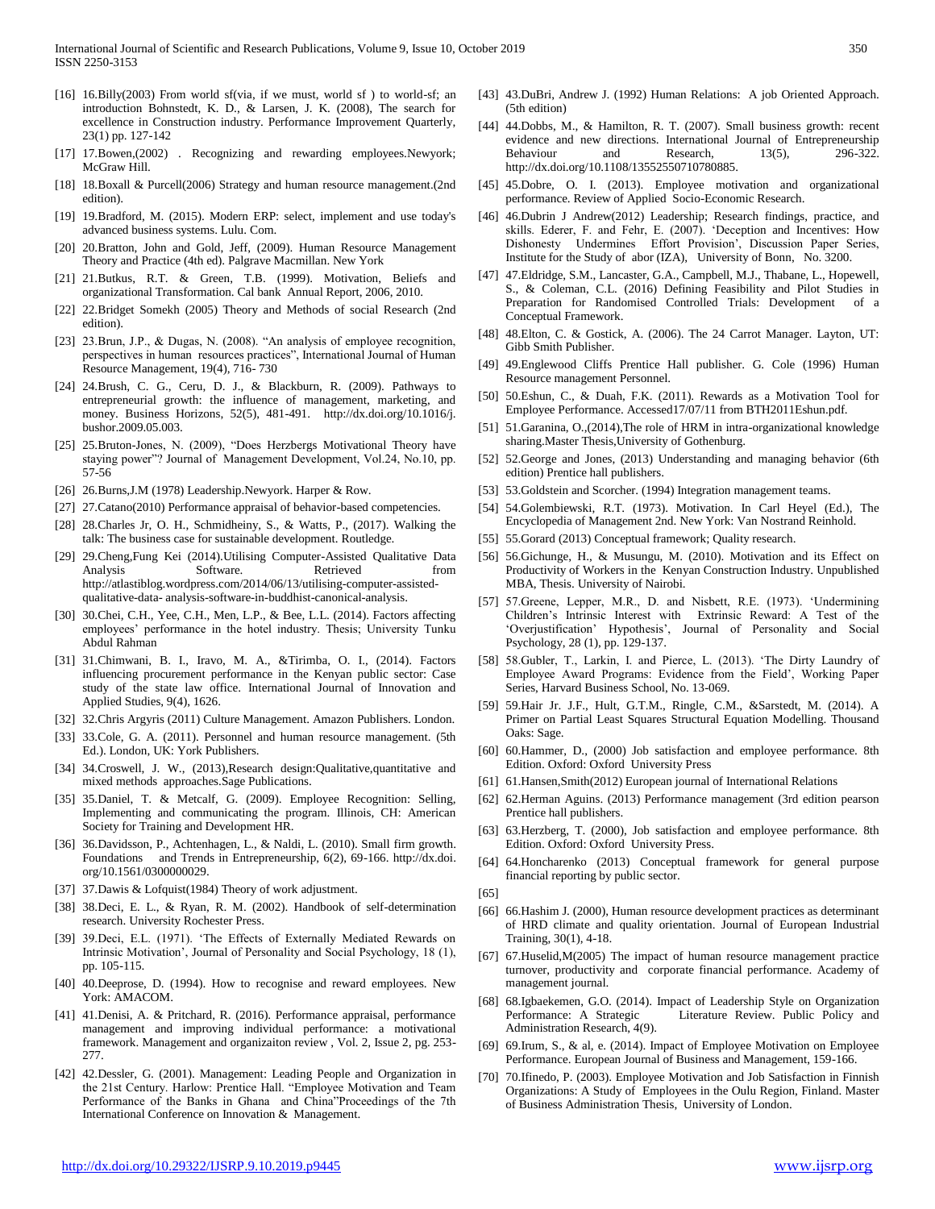[16] 16.Billy(2003) From world sf(via, if we must, world sf ) to world-sf; an introduction Bohnstedt, K. D., & Larsen, J. K. (2008), The search for excellence in Construction industry. Performance Improvement Quarterly, 23(1) pp. 127-142

[17] 17.Bowen,(2002) . Recognizing and rewarding employees.Newyork; McGraw Hill.

[18] 18.Boxall & Purcell(2006) Strategy and human resource management.(2nd edition).

[19] 19.Bradford, M. (2015). Modern ERP: select, implement and use today's advanced business systems. Lulu. Com.

[20] 20.Bratton, John and Gold, Jeff, (2009). Human Resource Management Theory and Practice (4th ed). Palgrave Macmillan. New York

[21] 21.Butkus, R.T. & Green, T.B. (1999). Motivation, Beliefs and organizational Transformation. Cal bank Annual Report, 2006, 2010.

[22] 22.Bridget Somekh (2005) Theory and Methods of social Research (2nd edition).

[23] 23.Brun, J.P., & Dugas, N. (2008). "An analysis of employee recognition, perspectives in human resources practices", International Journal of Human Resource Management, 19(4), 716- 730

[24] 24.Brush, C. G., Ceru, D. J., & Blackburn, R. (2009). Pathways to entrepreneurial growth: the influence of management, marketing, and money. Business Horizons, 52(5), 481-491. http://dx.doi.org/10.1016/j.bushor.2009.05.003.

[25] 25.Bruton-Jones, N. (2009), "Does Herzbergs Motivational Theory have staying power"? Journal of Management Development, Vol.24, No.10, pp. 57-56

[26] 26.Burns,J.M (1978) Leadership.Newyork. Harper & Row.

[27] 27.Catano(2010) Performance appraisal of behavior-based competencies.

[28] 28.Charles Jr, O. H., Schmidheiny, S., & Watts, P., (2017). Walking the talk: The business case for sustainable development. Routledge.

[29] 29.Cheng,Fung Kei (2014).Utilising Computer-Assisted Qualitative Data Analysis Software. Retrieved from http://atlastiblog.wordpress.com/2014/06/13/utilising-computer-assisted-qualitative-data- analysis-software-in-buddhist-canonical-analysis.

[30] 30.Chei, C.H., Yee, C.H., Men, L.P., & Bee, L.L. (2014). Factors affecting employees' performance in the hotel industry. Thesis; University Tunku Abdul Rahman

[31] 31.Chimwani, B. I., Iravo, M. A., &Tirimba, O. I., (2014). Factors influencing procurement performance in the Kenyan public sector: Case study of the state law office. International Journal of Innovation and Applied Studies, 9(4), 1626.

[32] 32.Chris Argyris (2011) Culture Management. Amazon Publishers. London.

[33] 33.Cole, G. A. (2011). Personnel and human resource management. (5th Ed.). London, UK: York Publishers.

[34] 34.Croswell, J. W., (2013),Research design:Qualitative,quantitative and mixed methods approaches.Sage Publications.

[35] 35.Daniel, T. & Metcalf, G. (2009). Employee Recognition: Selling, Implementing and communicating the program. Illinois, CH: American Society for Training and Development HR.

[36] 36.Davidsson, P., Achtenhagen, L., & Naldi, L. (2010). Small firm growth. Foundations and Trends in Entrepreneurship, 6(2), 69-166. http://dx.doi.org/10.1561/0300000029.

[37] 37.Dawis & Lofquist(1984) Theory of work adjustment.

[38] 38.Deci, E. L., & Ryan, R. M. (2002). Handbook of self-determination research. University Rochester Press.

[39] 39.Deci, E.L. (1971). 'The Effects of Externally Mediated Rewards on Intrinsic Motivation', Journal of Personality and Social Psychology, 18 (1), pp. 105-115.

[40] 40.Deeprose, D. (1994). How to recognise and reward employees. New York: AMACOM.

[41] 41.Denisi, A. & Pritchard, R. (2016). Performance appraisal, performance management and improving individual performance: a motivational framework. Management and organizaiton review , Vol. 2, Issue 2, pg. 253-277.

[42] 42.Dessler, G. (2001). Management: Leading People and Organization in the 21st Century. Harlow: Prentice Hall. "Employee Motivation and Team Performance of the Banks in Ghana and China"Proceedings of the 7th International Conference on Innovation & Management.

[43] 43.DuBri, Andrew J. (1992) Human Relations: A job Oriented Approach. (5th edition)

[44] 44.Dobbs, M., & Hamilton, R. T. (2007). Small business growth: recent evidence and new directions. International Journal of Entrepreneurship Behaviour and Research, 13(5), 296-322. http://dx.doi.org/10.1108/13552550710780885.

[45] 45.Dobre, O. I. (2013). Employee motivation and organizational performance. Review of Applied Socio-Economic Research.

[46] 46.Dubrin J Andrew(2012) Leadership; Research findings, practice, and skills. Ederer, F. and Fehr, E. (2007). 'Deception and Incentives: How Dishonesty Undermines Effort Provision', Discussion Paper Series, Institute for the Study of abor (IZA), University of Bonn, No. 3200.

[47] 47.Eldridge, S.M., Lancaster, G.A., Campbell, M.J., Thabane, L., Hopewell, S., & Coleman, C.L. (2016) Defining Feasibility and Pilot Studies in Preparation for Randomised Controlled Trials: Development of a Conceptual Framework.

[48] 48.Elton, C. & Gostick, A. (2006). The 24 Carrot Manager. Layton, UT: Gibb Smith Publisher.

[49] 49.Englewood Cliffs Prentice Hall publisher. G. Cole (1996) Human Resource management Personnel.

[50] 50.Eshun, C., & Duah, F.K. (2011). Rewards as a Motivation Tool for Employee Performance. Accessed17/07/11 from BTH2011Eshun.pdf.

[51] 51.Garanina, O.,(2014),The role of HRM in intra-organizational knowledge sharing.Master Thesis,University of Gothenburg.

[52] 52.George and Jones, (2013) Understanding and managing behavior (6th edition) Prentice hall publishers.

[53] 53.Goldstein and Scorcher. (1994) Integration management teams.

[54] 54.Golembiewski, R.T. (1973). Motivation. In Carl Heyel (Ed.), The Encyclopedia of Management 2nd. New York: Van Nostrand Reinhold.

[55] 55.Gorard (2013) Conceptual framework; Quality research.

[56] 56.Gichunge, H., & Musungu, M. (2010). Motivation and its Effect on Productivity of Workers in the Kenyan Construction Industry. Unpublished MBA, Thesis. University of Nairobi.

[57] 57.Greene, Lepper, M.R., D. and Nisbett, R.E. (1973). 'Undermining Children's Intrinsic Interest with Extrinsic Reward: A Test of the 'Overjustification' Hypothesis', Journal of Personality and Social Psychology, 28 (1), pp. 129-137.

[58] 58.Gubler, T., Larkin, I. and Pierce, L. (2013). 'The Dirty Laundry of Employee Award Programs: Evidence from the Field', Working Paper Series, Harvard Business School, No. 13-069.

[59] 59.Hair Jr. J.F., Hult, G.T.M., Ringle, C.M., &Sarstedt, M. (2014). A Primer on Partial Least Squares Structural Equation Modelling. Thousand Oaks: Sage.

[60] 60.Hammer, D., (2000) Job satisfaction and employee performance. 8th Edition. Oxford: Oxford University Press

[61] 61.Hansen,Smith(2012) European journal of International Relations

[62] 62.Herman Aguins. (2013) Performance management (3rd edition pearson Prentice hall publishers.

[63] 63.Herzberg, T. (2000), Job satisfaction and employee performance. 8th Edition. Oxford: Oxford University Press.

[64] 64.Honcharenko (2013) Conceptual framework for general purpose financial reporting by public sector.

[65]

[66] 66.Hashim J. (2000), Human resource development practices as determinant of HRD climate and quality orientation. Journal of European Industrial Training, 30(1), 4-18.

[67] 67.Huselid,M(2005) The impact of human resource management practice turnover, productivity and corporate financial performance. Academy of management journal.

[68] 68.Igbaekemen, G.O. (2014). Impact of Leadership Style on Organization Performance: A Strategic Literature Review. Public Policy and Administration Research, 4(9).

[69] 69.Irum, S., & al, e. (2014). Impact of Employee Motivation on Employee Performance. European Journal of Business and Management, 159-166.

[70] 70.Ifinedo, P. (2003). Employee Motivation and Job Satisfaction in Finnish Organizations: A Study of Employees in the Oulu Region, Finland. Master of Business Administration Thesis, University of London.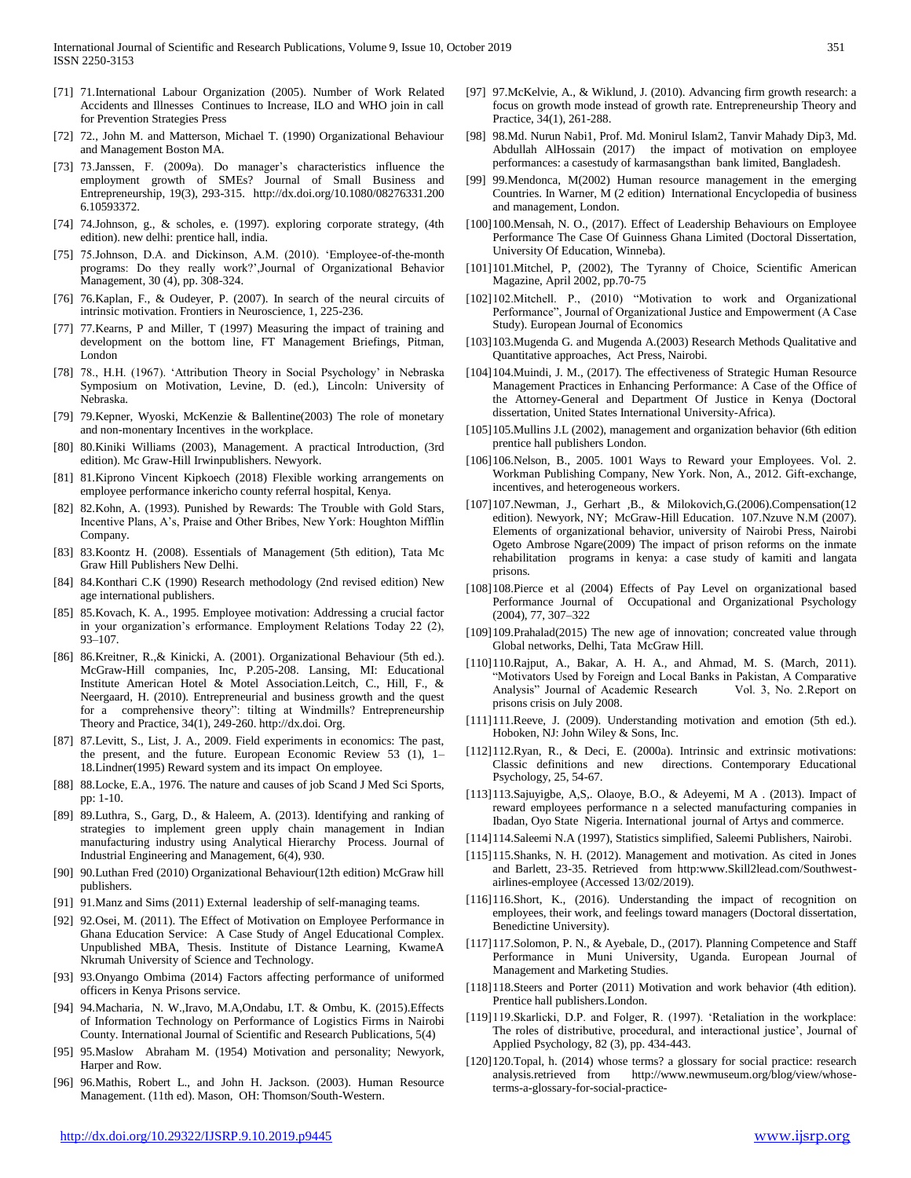[71] 71.International Labour Organization (2005). Number of Work Related Accidents and Illnesses Continues to Increase, ILO and WHO join in call for Prevention Strategies Press

[72] 72., John M. and Matterson, Michael T. (1990) Organizational Behaviour and Management Boston MA.

[73] 73.Janssen, F. (2009a). Do manager's characteristics influence the employment growth of SMEs? Journal of Small Business and Entrepreneurship, 19(3), 293-315. http://dx.doi.org/10.1080/08276331.2006.10593372.

[74] 74.Johnson, g., & scholes, e. (1997). exploring corporate strategy, (4th edition). new delhi: prentice hall, india.

[75] 75.Johnson, D.A. and Dickinson, A.M. (2010). 'Employee-of-the-month programs: Do they really work?',Journal of Organizational Behavior Management, 30 (4), pp. 308-324.

[76] 76.Kaplan, F., & Oudeyer, P. (2007). In search of the neural circuits of intrinsic motivation. Frontiers in Neuroscience, 1, 225-236.

[77] 77.Kearns, P and Miller, T (1997) Measuring the impact of training and development on the bottom line, FT Management Briefings, Pitman, London

[78] 78., H.H. (1967). 'Attribution Theory in Social Psychology' in Nebraska Symposium on Motivation, Levine, D. (ed.), Lincoln: University of Nebraska.

[79] 79.Kepner, Wyoski, McKenzie & Ballentine(2003) The role of monetary and non-monentary Incentives in the workplace.

[80] 80.Kiniki Williams (2003), Management. A practical Introduction, (3rd edition). Mc Graw-Hill Irwinpublishers. Newyork.

[81] 81.Kiprono Vincent Kipkoech (2018) Flexible working arrangements on employee performance inkericho county referral hospital, Kenya.

[82] 82.Kohn, A. (1993). Punished by Rewards: The Trouble with Gold Stars, Incentive Plans, A's, Praise and Other Bribes, New York: Houghton Mifflin Company.

[83] 83.Koontz H. (2008). Essentials of Management (5th edition), Tata Mc Graw Hill Publishers New Delhi.

[84] 84.Konthari C.K (1990) Research methodology (2nd revised edition) New age international publishers.

[85] 85.Kovach, K. A., 1995. Employee motivation: Addressing a crucial factor in your organization's erformance. Employment Relations Today 22 (2), 93–107.

[86] 86.Kreitner, R.,& Kinicki, A. (2001). Organizational Behaviour (5th ed.). McGraw-Hill companies, Inc, P.205-208. Lansing, MI: Educational Institute American Hotel & Motel Association.Leitch, C., Hill, F., & Neergaard, H. (2010). Entrepreneurial and business growth and the quest for a comprehensive theory": tilting at Windmills? Entrepreneurship Theory and Practice, 34(1), 249-260. http://dx.doi. Org.

[87] 87.Levitt, S., List, J. A., 2009. Field experiments in economics: The past, the present, and the future. European Economic Review 53 (1), 1–18.Lindner(1995) Reward system and its impact On employee.

[88] 88.Locke, E.A., 1976. The nature and causes of job Scand J Med Sci Sports, pp: 1-10.

[89] 89.Luthra, S., Garg, D., & Haleem, A. (2013). Identifying and ranking of strategies to implement green upply chain management in Indian manufacturing industry using Analytical Hierarchy Process. Journal of Industrial Engineering and Management, 6(4), 930.

[90] 90.Luthan Fred (2010) Organizational Behaviour(12th edition) McGraw hill publishers.

[91] 91.Manz and Sims (2011) External leadership of self-managing teams.

[92] 92.Osei, M. (2011). The Effect of Motivation on Employee Performance in Ghana Education Service: A Case Study of Angel Educational Complex. Unpublished MBA, Thesis. Institute of Distance Learning, KwameA Nkrumah University of Science and Technology.

[93] 93.Onyango Ombima (2014) Factors affecting performance of uniformed officers in Kenya Prisons service.

[94] 94.Macharia, N. W.,Iravo, M.A,Ondabu, I.T. & Ombu, K. (2015).Effects of Information Technology on Performance of Logistics Firms in Nairobi County. International Journal of Scientific and Research Publications, 5(4)

[95] 95.Maslow Abraham M. (1954) Motivation and personality; Newyork, Harper and Row.

[96] 96.Mathis, Robert L., and John H. Jackson. (2003). Human Resource Management. (11th ed). Mason, OH: Thomson/South-Western.

[97] 97.McKelvie, A., & Wiklund, J. (2010). Advancing firm growth research: a focus on growth mode instead of growth rate. Entrepreneurship Theory and Practice, 34(1), 261-288.

[98] 98.Md. Nurun Nabi1, Prof. Md. Monirul Islam2, Tanvir Mahady Dip3, Md. Abdullah AlHossain (2017) the impact of motivation on employee performances: a casestudy of karmasangsthan bank limited, Bangladesh.

[99] 99.Mendonca, M(2002) Human resource management in the emerging Countries. In Warner, M (2 edition) International Encyclopedia of business and management, London.

[100] 100.Mensah, N. O., (2017). Effect of Leadership Behaviours on Employee Performance The Case Of Guinness Ghana Limited (Doctoral Dissertation, University Of Education, Winneba).

[101] 101.Mitchel, P, (2002), The Tyranny of Choice, Scientific American Magazine, April 2002, pp.70-75

[102] 102.Mitchell. P., (2010) "Motivation to work and Organizational Performance", Journal of Organizational Justice and Empowerment (A Case Study). European Journal of Economics

[103] 103.Mugenda G. and Mugenda A.(2003) Research Methods Qualitative and Quantitative approaches, Act Press, Nairobi.

[104] 104.Muindi, J. M., (2017). The effectiveness of Strategic Human Resource Management Practices in Enhancing Performance: A Case of the Office of the Attorney-General and Department Of Justice in Kenya (Doctoral dissertation, United States International University-Africa).

[105] 105.Mullins J.L (2002), management and organization behavior (6th edition prentice hall publishers London.

[106] 106.Nelson, B., 2005. 1001 Ways to Reward your Employees. Vol. 2. Workman Publishing Company, New York. Non, A., 2012. Gift-exchange, incentives, and heterogeneous workers.

[107] 107.Newman, J., Gerhart ,B., & Milokovich,G.(2006).Compensation(12 edition). Newyork, NY; McGraw-Hill Education. 107.Nzuve N.M (2007). Elements of organizational behavior, university of Nairobi Press, Nairobi Ogeto Ambrose Ngare(2009) The impact of prison reforms on the inmate rehabilitation programs in kenya: a case study of kamiti and langata prisons.

[108] 108.Pierce et al (2004) Effects of Pay Level on organizational based Performance Journal of Occupational and Organizational Psychology (2004), 77, 307–322

[109] 109.Prahalad(2015) The new age of innovation; concreated value through Global networks, Delhi, Tata McGraw Hill.

[110] 110.Rajput, A., Bakar, A. H. A., and Ahmad, M. S. (March, 2011). "Motivators Used by Foreign and Local Banks in Pakistan, A Comparative Analysis" Journal of Academic Research Vol. 3, No. 2.Report on prisons crisis on July 2008.

[111] 111.Reeve, J. (2009). Understanding motivation and emotion (5th ed.). Hoboken, NJ: John Wiley & Sons, Inc.

[112] 112.Ryan, R., & Deci, E. (2000a). Intrinsic and extrinsic motivations: Classic definitions and new directions. Contemporary Educational Psychology, 25, 54-67.

[113] 113.Sajuyigbe, A,S,. Olaoye, B.O., & Adeyemi, M A . (2013). Impact of reward employees performance n a selected manufacturing companies in Ibadan, Oyo State Nigeria. International journal of Artys and commerce.

[114] 114.Saleemi N.A (1997), Statistics simplified, Saleemi Publishers, Nairobi.

[115] 115.Shanks, N. H. (2012). Management and motivation. As cited in Jones and Barlett, 23-35. Retrieved from http:www.Skill2lead.com/Southwest-airlines-employee (Accessed 13/02/2019).

[116] 116.Short, K., (2016). Understanding the impact of recognition on employees, their work, and feelings toward managers (Doctoral dissertation, Benedictine University).

[117] 117.Solomon, P. N., & Ayebale, D., (2017). Planning Competence and Staff Performance in Muni University, Uganda. European Journal of Management and Marketing Studies.

[118] 118.Steers and Porter (2011) Motivation and work behavior (4th edition). Prentice hall publishers.London.

[119] 119.Skarlicki, D.P. and Folger, R. (1997). 'Retaliation in the workplace: The roles of distributive, procedural, and interactional justice', Journal of Applied Psychology, 82 (3), pp. 434-443.

[120] 120.Topal, h. (2014) whose terms? a glossary for social practice: research analysis.retrieved from http://www.newmuseum.org/blog/view/whose-terms-a-glossary-for-social-practice-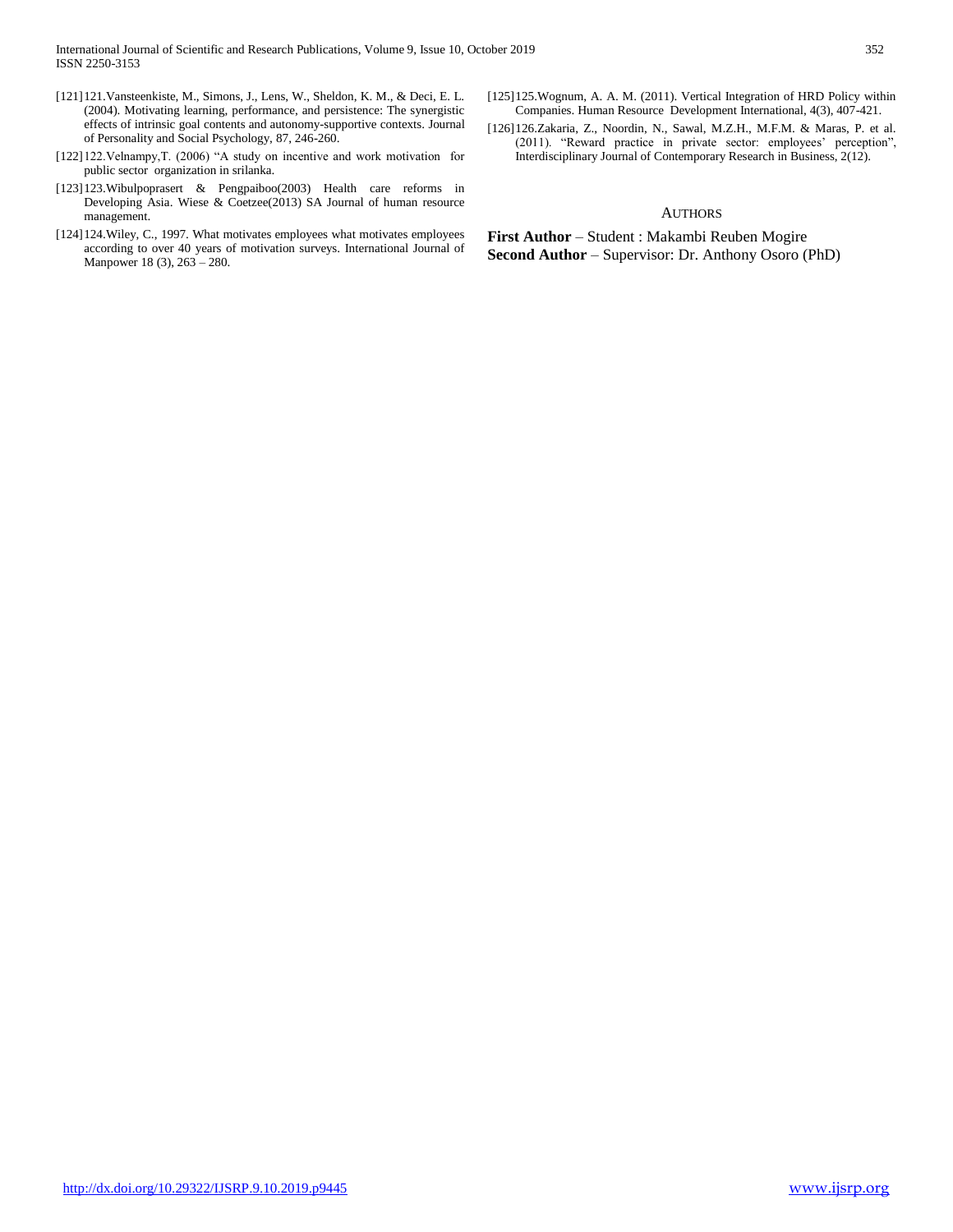[121] 121.Vansteenkiste, M., Simons, J., Lens, W., Sheldon, K. M., & Deci, E. L. (2004). Motivating learning, performance, and persistence: The synergistic effects of intrinsic goal contents and autonomy-supportive contexts. Journal of Personality and Social Psychology, 87, 246-260.

[122] 122.Velnampy,T. (2006) "A study on incentive and work motivation for public sector organization in srilanka.

[123] 123.Wibulpoprasert & Pengpaiboo(2003) Health care reforms in Developing Asia. Wiese & Coetzee(2013) SA Journal of human resource management.

[124] 124.Wiley, C., 1997. What motivates employees what motivates employees according to over 40 years of motivation surveys. International Journal of Manpower 18 (3), 263 – 280.

[125] 125.Wognum, A. A. M. (2011). Vertical Integration of HRD Policy within Companies. Human Resource Development International, 4(3), 407-421.

[126] 126.Zakaria, Z., Noordin, N., Sawal, M.Z.H., M.F.M. & Maras, P. et al. (2011). "Reward practice in private sector: employees' perception", Interdisciplinary Journal of Contemporary Research in Business, 2(12).

## AUTHORS

**First Author** – Student : Makambi Reuben Mogire

**Second Author** – Supervisor: Dr. Anthony Osoro (PhD)